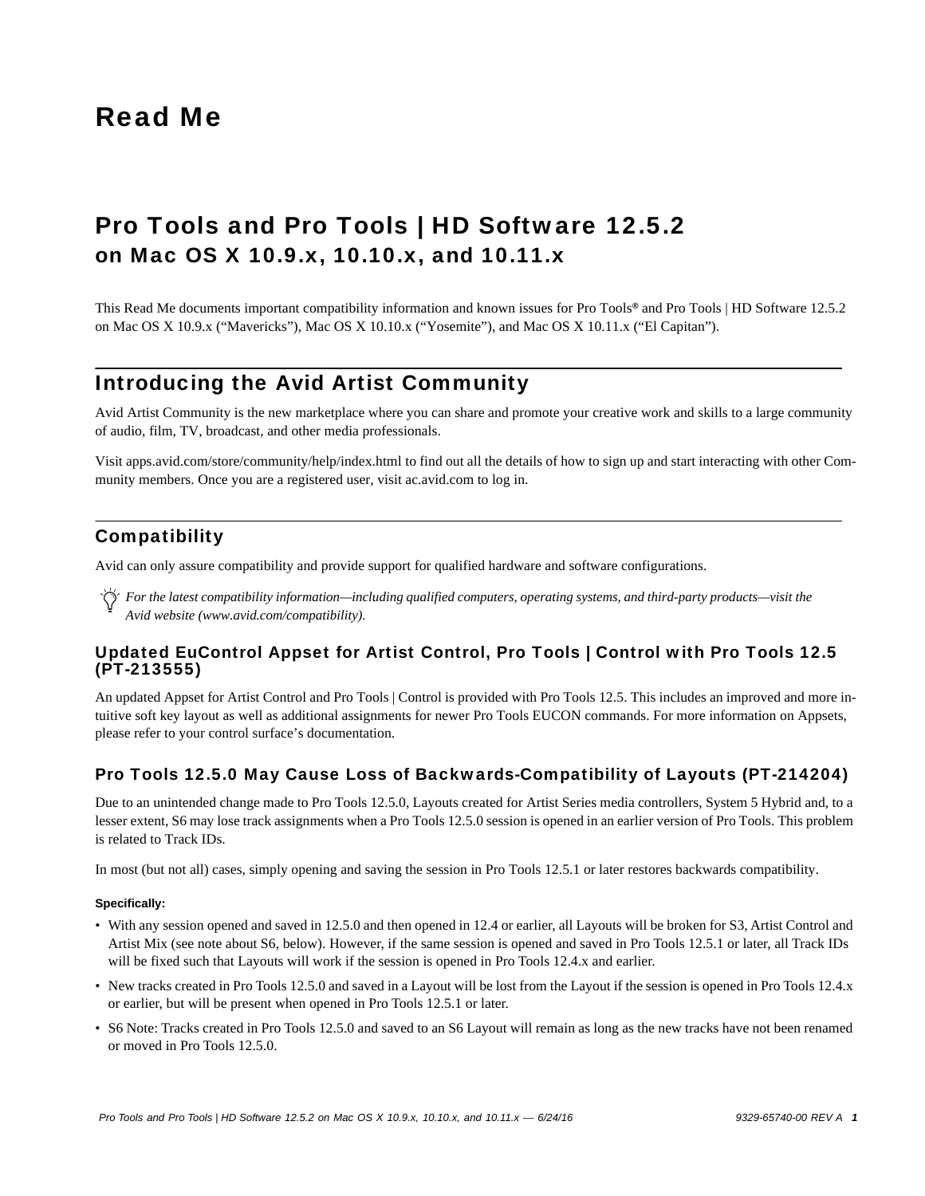# Read Me

## Pro Tools and Pro Tools | HD Software 12.5.2 on Mac OS X 10.9.x, 10.10.x, and 10.11.x

This Read Me documents important compatibility information and known issues for Pro Tools® and Pro Tools | HD Software 12.5.2 on Mac OS X 10.9.x (“Mavericks”), Mac OS X 10.10.x (“Yosemite”), and Mac OS X 10.11.x (“El Capitan”).

## Introducing the Avid Artist Community

Avid Artist Community is the new marketplace where you can share and promote your creative work and skills to a large community of audio, film, TV, broadcast, and other media professionals.

Visit apps.avid.com/store/community/help/index.html to find out all the details of how to sign up and start interacting with other Community members. Once you are a registered user, visit ac.avid.com to log in.

## Compatibility

Avid can only assure compatibility and provide support for qualified hardware and software configurations.

*For the latest compatibility information—including qualified computers, operating systems, and third-party products—visit the Avid website (www.avid.com/compatibility).*

### Updated EuControl Appset for Artist Control, Pro Tools | Control with Pro Tools 12.5 (PT-213555)

An updated Appset for Artist Control and Pro Tools | Control is provided with Pro Tools 12.5. This includes an improved and more intuitive soft key layout as well as additional assignments for newer Pro Tools EUCON commands. For more information on Appsets, please refer to your control surface’s documentation.

### Pro Tools 12.5.0 May Cause Loss of Backwards-Compatibility of Layouts (PT-214204)

Due to an unintended change made to Pro Tools 12.5.0, Layouts created for Artist Series media controllers, System 5 Hybrid and, to a lesser extent, S6 may lose track assignments when a Pro Tools 12.5.0 session is opened in an earlier version of Pro Tools. This problem is related to Track IDs.

In most (but not all) cases, simply opening and saving the session in Pro Tools 12.5.1 or later restores backwards compatibility.

**Specifically:**

- With any session opened and saved in 12.5.0 and then opened in 12.4 or earlier, all Layouts will be broken for S3, Artist Control and Artist Mix (see note about S6, below). However, if the same session is opened and saved in Pro Tools 12.5.1 or later, all Track IDs will be fixed such that Layouts will work if the session is opened in Pro Tools 12.4.x and earlier.
- New tracks created in Pro Tools 12.5.0 and saved in a Layout will be lost from the Layout if the session is opened in Pro Tools 12.4.x or earlier, but will be present when opened in Pro Tools 12.5.1 or later.
- S6 Note: Tracks created in Pro Tools 12.5.0 and saved to an S6 Layout will remain as long as the new tracks have not been renamed or moved in Pro Tools 12.5.0.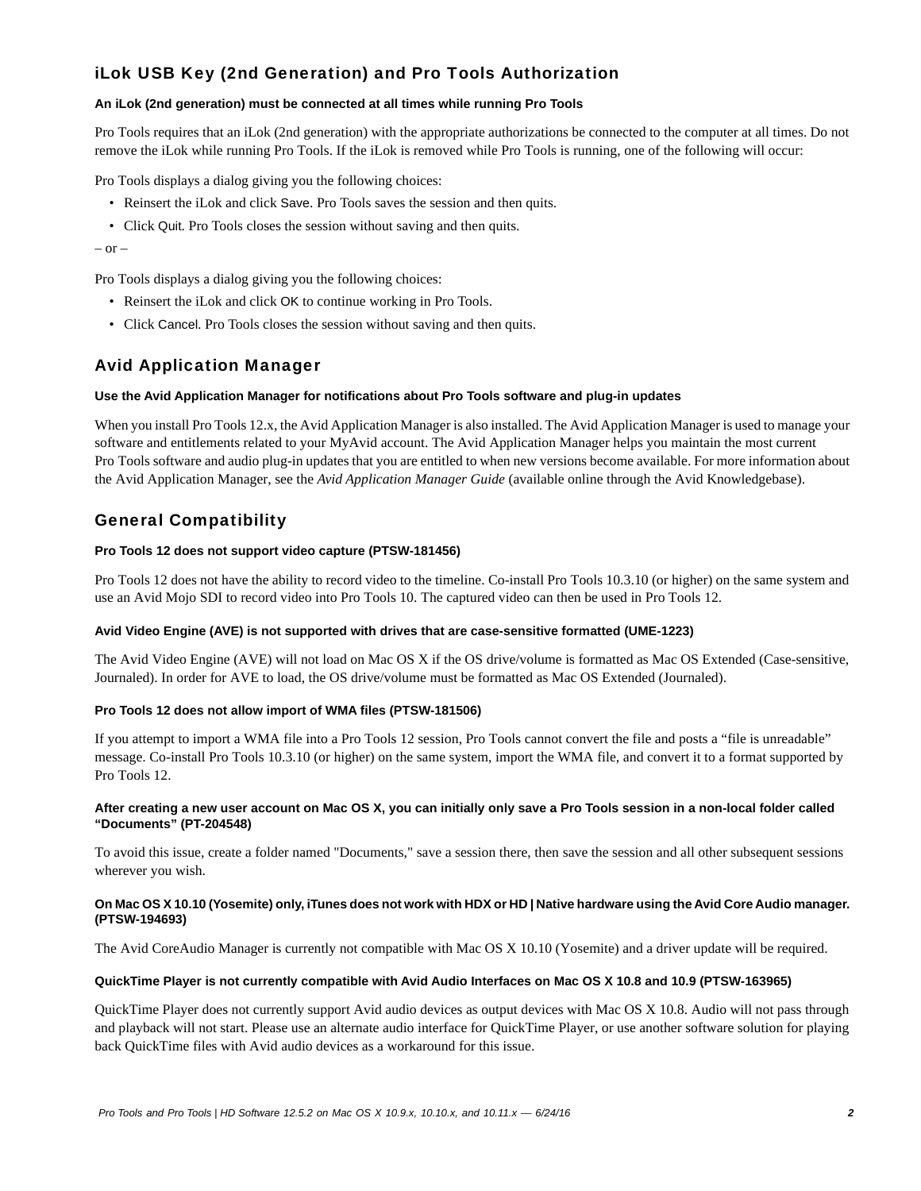## iLok USB Key (2nd Generation) and Pro Tools Authorization

**An iLok (2nd generation) must be connected at all times while running Pro Tools**

Pro Tools requires that an iLok (2nd generation) with the appropriate authorizations be connected to the computer at all times. Do not remove the iLok while running Pro Tools. If the iLok is removed while Pro Tools is running, one of the following will occur:

Pro Tools displays a dialog giving you the following choices:

- Reinsert the iLok and click Save. Pro Tools saves the session and then quits.
- Click Quit. Pro Tools closes the session without saving and then quits.

– or –

Pro Tools displays a dialog giving you the following choices:

- Reinsert the iLok and click OK to continue working in Pro Tools.
- Click Cancel. Pro Tools closes the session without saving and then quits.

## Avid Application Manager

**Use the Avid Application Manager for notifications about Pro Tools software and plug-in updates**

When you install Pro Tools 12.x, the Avid Application Manager is also installed. The Avid Application Manager is used to manage your software and entitlements related to your MyAvid account. The Avid Application Manager helps you maintain the most current Pro Tools software and audio plug-in updates that you are entitled to when new versions become available. For more information about the Avid Application Manager, see the *Avid Application Manager Guide* (available online through the Avid Knowledgebase).

## General Compatibility

**Pro Tools 12 does not support video capture (PTSW-181456)**

Pro Tools 12 does not have the ability to record video to the timeline. Co-install Pro Tools 10.3.10 (or higher) on the same system and use an Avid Mojo SDI to record video into Pro Tools 10. The captured video can then be used in Pro Tools 12.

**Avid Video Engine (AVE) is not supported with drives that are case-sensitive formatted (UME-1223)**

The Avid Video Engine (AVE) will not load on Mac OS X if the OS drive/volume is formatted as Mac OS Extended (Case-sensitive, Journaled). In order for AVE to load, the OS drive/volume must be formatted as Mac OS Extended (Journaled).

**Pro Tools 12 does not allow import of WMA files (PTSW-181506)**

If you attempt to import a WMA file into a Pro Tools 12 session, Pro Tools cannot convert the file and posts a “file is unreadable” message. Co-install Pro Tools 10.3.10 (or higher) on the same system, import the WMA file, and convert it to a format supported by Pro Tools 12.

**After creating a new user account on Mac OS X, you can initially only save a Pro Tools session in a non-local folder called “Documents” (PT-204548)**

To avoid this issue, create a folder named "Documents," save a session there, then save the session and all other subsequent sessions wherever you wish.

**On Mac OS X 10.10 (Yosemite) only, iTunes does not work with HDX or HD | Native hardware using the Avid Core Audio manager. (PTSW-194693)**

The Avid CoreAudio Manager is currently not compatible with Mac OS X 10.10 (Yosemite) and a driver update will be required.

**QuickTime Player is not currently compatible with Avid Audio Interfaces on Mac OS X 10.8 and 10.9 (PTSW-163965)**

QuickTime Player does not currently support Avid audio devices as output devices with Mac OS X 10.8. Audio will not pass through and playback will not start. Please use an alternate audio interface for QuickTime Player, or use another software solution for playing back QuickTime files with Avid audio devices as a workaround for this issue.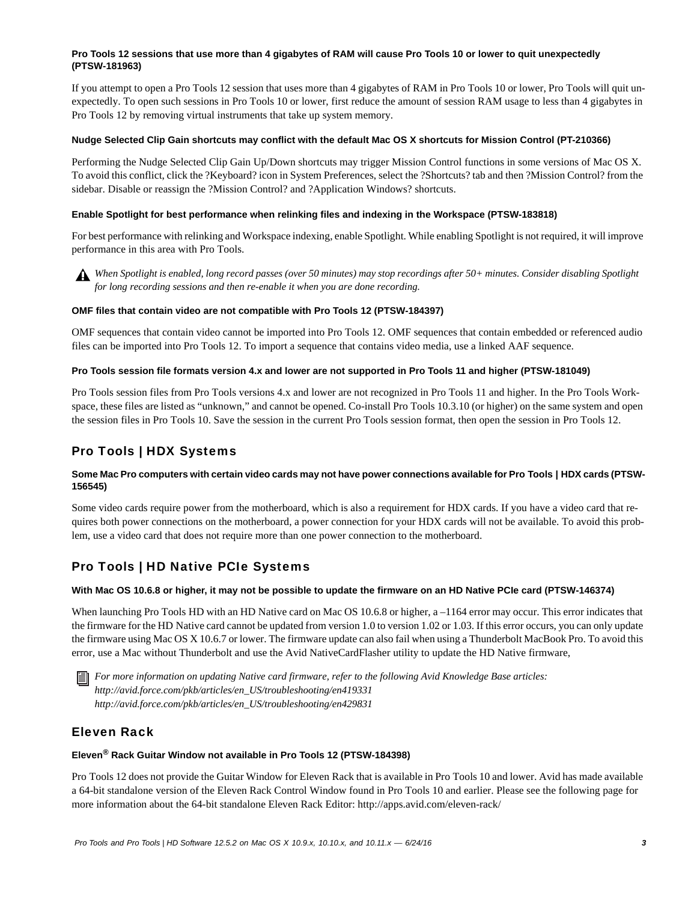**Pro Tools 12 sessions that use more than 4 gigabytes of RAM will cause Pro Tools 10 or lower to quit unexpectedly (PTSW-181963)**

If you attempt to open a Pro Tools 12 session that uses more than 4 gigabytes of RAM in Pro Tools 10 or lower, Pro Tools will quit unexpectedly. To open such sessions in Pro Tools 10 or lower, first reduce the amount of session RAM usage to less than 4 gigabytes in Pro Tools 12 by removing virtual instruments that take up system memory.

**Nudge Selected Clip Gain shortcuts may conflict with the default Mac OS X shortcuts for Mission Control (PT-210366)**

Performing the Nudge Selected Clip Gain Up/Down shortcuts may trigger Mission Control functions in some versions of Mac OS X. To avoid this conflict, click the ?Keyboard? icon in System Preferences, select the ?Shortcuts? tab and then ?Mission Control? from the sidebar. Disable or reassign the ?Mission Control? and ?Application Windows? shortcuts.

**Enable Spotlight for best performance when relinking files and indexing in the Workspace (PTSW-183818)**

For best performance with relinking and Workspace indexing, enable Spotlight. While enabling Spotlight is not required, it will improve performance in this area with Pro Tools.

*When Spotlight is enabled, long record passes (over 50 minutes) may stop recordings after 50+ minutes. Consider disabling Spotlight for long recording sessions and then re-enable it when you are done recording.*

**OMF files that contain video are not compatible with Pro Tools 12 (PTSW-184397)**

OMF sequences that contain video cannot be imported into Pro Tools 12. OMF sequences that contain embedded or referenced audio files can be imported into Pro Tools 12. To import a sequence that contains video media, use a linked AAF sequence.

**Pro Tools session file formats version 4.x and lower are not supported in Pro Tools 11 and higher (PTSW-181049)**

Pro Tools session files from Pro Tools versions 4.x and lower are not recognized in Pro Tools 11 and higher. In the Pro Tools Workspace, these files are listed as "unknown," and cannot be opened. Co-install Pro Tools 10.3.10 (or higher) on the same system and open the session files in Pro Tools 10. Save the session in the current Pro Tools session format, then open the session in Pro Tools 12.

## Pro Tools | HDX Systems

**Some Mac Pro computers with certain video cards may not have power connections available for Pro Tools | HDX cards (PTSW-156545)**

Some video cards require power from the motherboard, which is also a requirement for HDX cards. If you have a video card that requires both power connections on the motherboard, a power connection for your HDX cards will not be available. To avoid this problem, use a video card that does not require more than one power connection to the motherboard.

## Pro Tools | HD Native PCIe Systems

**With Mac OS 10.6.8 or higher, it may not be possible to update the firmware on an HD Native PCIe card (PTSW-146374)**

When launching Pro Tools HD with an HD Native card on Mac OS 10.6.8 or higher, a –1164 error may occur. This error indicates that the firmware for the HD Native card cannot be updated from version 1.0 to version 1.02 or 1.03. If this error occurs, you can only update the firmware using Mac OS X 10.6.7 or lower. The firmware update can also fail when using a Thunderbolt MacBook Pro. To avoid this error, use a Mac without Thunderbolt and use the Avid NativeCardFlasher utility to update the HD Native firmware,

*For more information on updating Native card firmware, refer to the following Avid Knowledge Base articles:*
*http://avid.force.com/pkb/articles/en_US/troubleshooting/en419331*
*http://avid.force.com/pkb/articles/en_US/troubleshooting/en429831*

## Eleven Rack

**Eleven® Rack Guitar Window not available in Pro Tools 12 (PTSW-184398)**

Pro Tools 12 does not provide the Guitar Window for Eleven Rack that is available in Pro Tools 10 and lower. Avid has made available a 64-bit standalone version of the Eleven Rack Control Window found in Pro Tools 10 and earlier. Please see the following page for more information about the 64-bit standalone Eleven Rack Editor: http://apps.avid.com/eleven-rack/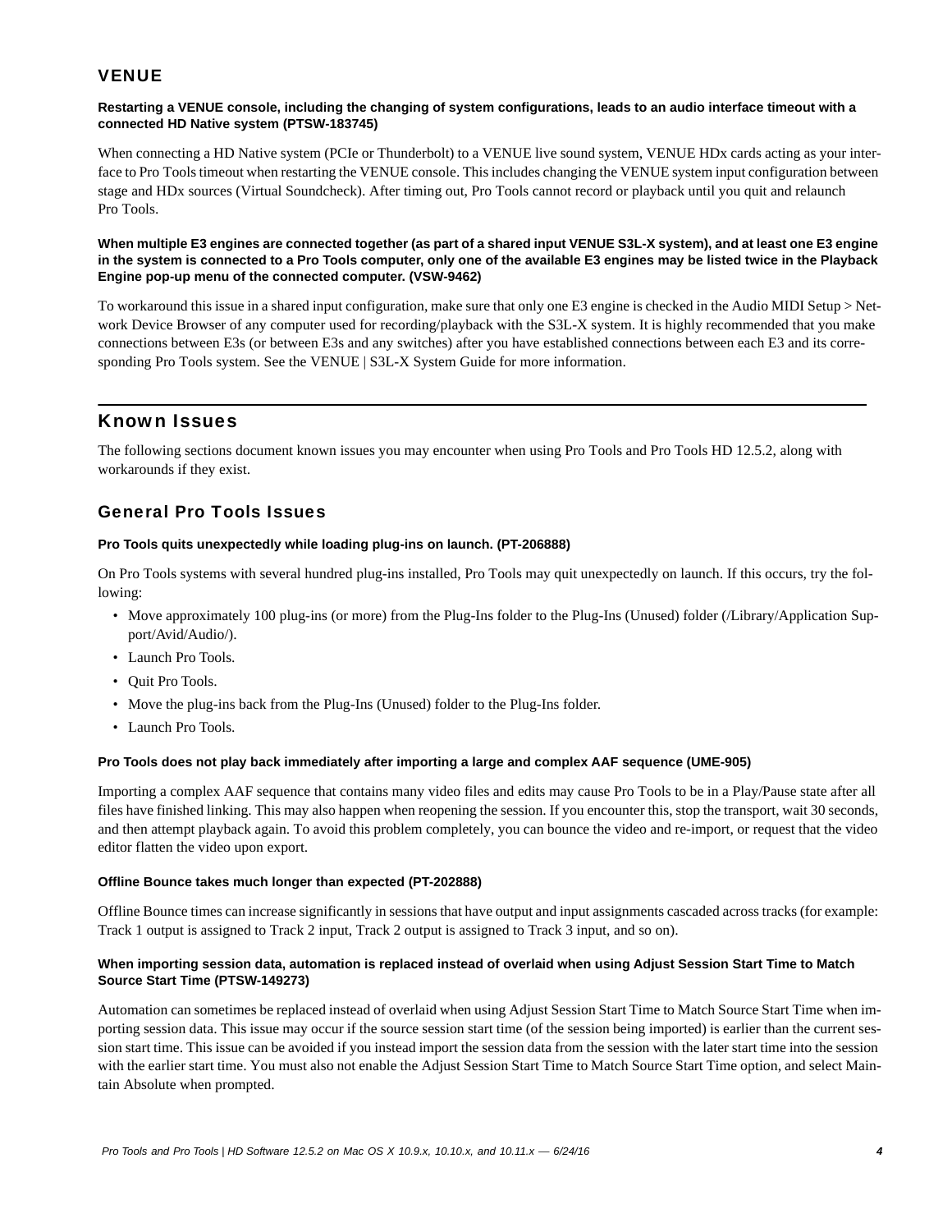## VENUE

**Restarting a VENUE console, including the changing of system configurations, leads to an audio interface timeout with a connected HD Native system (PTSW-183745)**

When connecting a HD Native system (PCIe or Thunderbolt) to a VENUE live sound system, VENUE HDx cards acting as your interface to Pro Tools timeout when restarting the VENUE console. This includes changing the VENUE system input configuration between stage and HDx sources (Virtual Soundcheck). After timing out, Pro Tools cannot record or playback until you quit and relaunch Pro Tools.

**When multiple E3 engines are connected together (as part of a shared input VENUE S3L-X system), and at least one E3 engine in the system is connected to a Pro Tools computer, only one of the available E3 engines may be listed twice in the Playback Engine pop-up menu of the connected computer. (VSW-9462)**

To workaround this issue in a shared input configuration, make sure that only one E3 engine is checked in the Audio MIDI Setup > Network Device Browser of any computer used for recording/playback with the S3L-X system. It is highly recommended that you make connections between E3s (or between E3s and any switches) after you have established connections between each E3 and its corresponding Pro Tools system. See the VENUE | S3L-X System Guide for more information.

# Known Issues

The following sections document known issues you may encounter when using Pro Tools and Pro Tools HD 12.5.2, along with workarounds if they exist.

## General Pro Tools Issues

**Pro Tools quits unexpectedly while loading plug-ins on launch. (PT-206888)**

On Pro Tools systems with several hundred plug-ins installed, Pro Tools may quit unexpectedly on launch. If this occurs, try the following:

- Move approximately 100 plug-ins (or more) from the Plug-Ins folder to the Plug-Ins (Unused) folder (/Library/Application Support/Avid/Audio/).
- Launch Pro Tools.
- Quit Pro Tools.
- Move the plug-ins back from the Plug-Ins (Unused) folder to the Plug-Ins folder.
- Launch Pro Tools.

**Pro Tools does not play back immediately after importing a large and complex AAF sequence (UME-905)**

Importing a complex AAF sequence that contains many video files and edits may cause Pro Tools to be in a Play/Pause state after all files have finished linking. This may also happen when reopening the session. If you encounter this, stop the transport, wait 30 seconds, and then attempt playback again. To avoid this problem completely, you can bounce the video and re-import, or request that the video editor flatten the video upon export.

**Offline Bounce takes much longer than expected (PT-202888)**

Offline Bounce times can increase significantly in sessions that have output and input assignments cascaded across tracks (for example: Track 1 output is assigned to Track 2 input, Track 2 output is assigned to Track 3 input, and so on).

**When importing session data, automation is replaced instead of overlaid when using Adjust Session Start Time to Match Source Start Time (PTSW-149273)**

Automation can sometimes be replaced instead of overlaid when using Adjust Session Start Time to Match Source Start Time when importing session data. This issue may occur if the source session start time (of the session being imported) is earlier than the current session start time. This issue can be avoided if you instead import the session data from the session with the later start time into the session with the earlier start time. You must also not enable the Adjust Session Start Time to Match Source Start Time option, and select Maintain Absolute when prompted.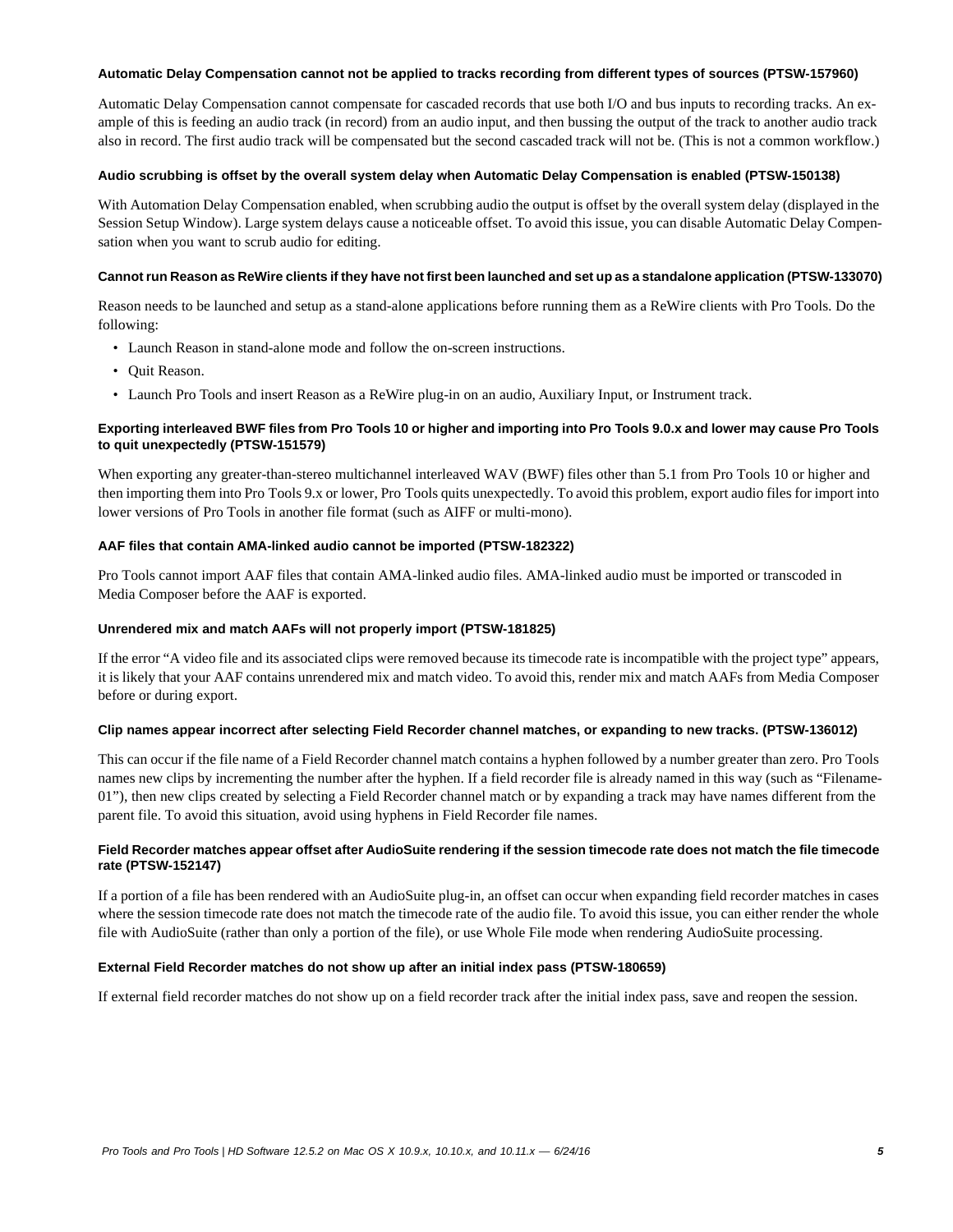#### Automatic Delay Compensation cannot not be applied to tracks recording from different types of sources (PTSW-157960)

Automatic Delay Compensation cannot compensate for cascaded records that use both I/O and bus inputs to recording tracks. An example of this is feeding an audio track (in record) from an audio input, and then bussing the output of the track to another audio track also in record. The first audio track will be compensated but the second cascaded track will not be. (This is not a common workflow.)

#### Audio scrubbing is offset by the overall system delay when Automatic Delay Compensation is enabled (PTSW-150138)

With Automation Delay Compensation enabled, when scrubbing audio the output is offset by the overall system delay (displayed in the Session Setup Window). Large system delays cause a noticeable offset. To avoid this issue, you can disable Automatic Delay Compensation when you want to scrub audio for editing.

#### Cannot run Reason as ReWire clients if they have not first been launched and set up as a standalone application (PTSW-133070)

Reason needs to be launched and setup as a stand-alone applications before running them as a ReWire clients with Pro Tools. Do the following:

- Launch Reason in stand-alone mode and follow the on-screen instructions.
- Quit Reason.
- Launch Pro Tools and insert Reason as a ReWire plug-in on an audio, Auxiliary Input, or Instrument track.

#### Exporting interleaved BWF files from Pro Tools 10 or higher and importing into Pro Tools 9.0.x and lower may cause Pro Tools to quit unexpectedly (PTSW-151579)

When exporting any greater-than-stereo multichannel interleaved WAV (BWF) files other than 5.1 from Pro Tools 10 or higher and then importing them into Pro Tools 9.x or lower, Pro Tools quits unexpectedly. To avoid this problem, export audio files for import into lower versions of Pro Tools in another file format (such as AIFF or multi-mono).

#### AAF files that contain AMA-linked audio cannot be imported (PTSW-182322)

Pro Tools cannot import AAF files that contain AMA-linked audio files. AMA-linked audio must be imported or transcoded in Media Composer before the AAF is exported.

#### Unrendered mix and match AAFs will not properly import (PTSW-181825)

If the error "A video file and its associated clips were removed because its timecode rate is incompatible with the project type" appears, it is likely that your AAF contains unrendered mix and match video. To avoid this, render mix and match AAFs from Media Composer before or during export.

#### Clip names appear incorrect after selecting Field Recorder channel matches, or expanding to new tracks. (PTSW-136012)

This can occur if the file name of a Field Recorder channel match contains a hyphen followed by a number greater than zero. Pro Tools names new clips by incrementing the number after the hyphen. If a field recorder file is already named in this way (such as "Filename-01"), then new clips created by selecting a Field Recorder channel match or by expanding a track may have names different from the parent file. To avoid this situation, avoid using hyphens in Field Recorder file names.

#### Field Recorder matches appear offset after AudioSuite rendering if the session timecode rate does not match the file timecode rate (PTSW-152147)

If a portion of a file has been rendered with an AudioSuite plug-in, an offset can occur when expanding field recorder matches in cases where the session timecode rate does not match the timecode rate of the audio file. To avoid this issue, you can either render the whole file with AudioSuite (rather than only a portion of the file), or use Whole File mode when rendering AudioSuite processing.

#### External Field Recorder matches do not show up after an initial index pass (PTSW-180659)

If external field recorder matches do not show up on a field recorder track after the initial index pass, save and reopen the session.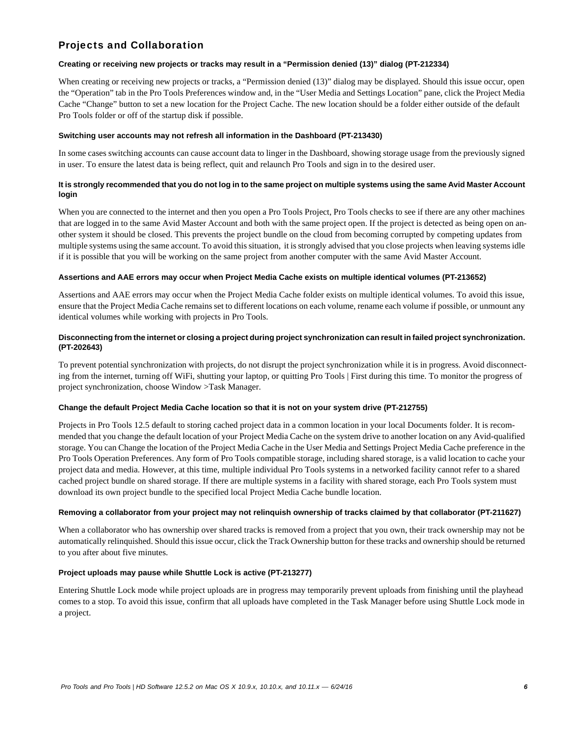## Projects and Collaboration

#### Creating or receiving new projects or tracks may result in a "Permission denied (13)" dialog (PT-212334)

When creating or receiving new projects or tracks, a "Permission denied (13)" dialog may be displayed. Should this issue occur, open the "Operation" tab in the Pro Tools Preferences window and, in the "User Media and Settings Location" pane, click the Project Media Cache "Change" button to set a new location for the Project Cache. The new location should be a folder either outside of the default Pro Tools folder or off of the startup disk if possible.

#### Switching user accounts may not refresh all information in the Dashboard (PT-213430)

In some cases switching accounts can cause account data to linger in the Dashboard, showing storage usage from the previously signed in user. To ensure the latest data is being reflect, quit and relaunch Pro Tools and sign in to the desired user.

#### It is strongly recommended that you do not log in to the same project on multiple systems using the same Avid Master Account login

When you are connected to the internet and then you open a Pro Tools Project, Pro Tools checks to see if there are any other machines that are logged in to the same Avid Master Account and both with the same project open. If the project is detected as being open on another system it should be closed. This prevents the project bundle on the cloud from becoming corrupted by competing updates from multiple systems using the same account. To avoid this situation, it is strongly advised that you close projects when leaving systems idle if it is possible that you will be working on the same project from another computer with the same Avid Master Account.

#### Assertions and AAE errors may occur when Project Media Cache exists on multiple identical volumes (PT-213652)

Assertions and AAE errors may occur when the Project Media Cache folder exists on multiple identical volumes. To avoid this issue, ensure that the Project Media Cache remains set to different locations on each volume, rename each volume if possible, or unmount any identical volumes while working with projects in Pro Tools.

#### Disconnecting from the internet or closing a project during project synchronization can result in failed project synchronization. (PT-202643)

To prevent potential synchronization with projects, do not disrupt the project synchronization while it is in progress. Avoid disconnecting from the internet, turning off WiFi, shutting your laptop, or quitting Pro Tools | First during this time. To monitor the progress of project synchronization, choose Window >Task Manager.

#### Change the default Project Media Cache location so that it is not on your system drive (PT-212755)

Projects in Pro Tools 12.5 default to storing cached project data in a common location in your local Documents folder. It is recommended that you change the default location of your Project Media Cache on the system drive to another location on any Avid-qualified storage. You can Change the location of the Project Media Cache in the User Media and Settings Project Media Cache preference in the Pro Tools Operation Preferences. Any form of Pro Tools compatible storage, including shared storage, is a valid location to cache your project data and media. However, at this time, multiple individual Pro Tools systems in a networked facility cannot refer to a shared cached project bundle on shared storage. If there are multiple systems in a facility with shared storage, each Pro Tools system must download its own project bundle to the specified local Project Media Cache bundle location.

#### Removing a collaborator from your project may not relinquish ownership of tracks claimed by that collaborator (PT-211627)

When a collaborator who has ownership over shared tracks is removed from a project that you own, their track ownership may not be automatically relinquished. Should this issue occur, click the Track Ownership button for these tracks and ownership should be returned to you after about five minutes.

#### Project uploads may pause while Shuttle Lock is active (PT-213277)

Entering Shuttle Lock mode while project uploads are in progress may temporarily prevent uploads from finishing until the playhead comes to a stop. To avoid this issue, confirm that all uploads have completed in the Task Manager before using Shuttle Lock mode in a project.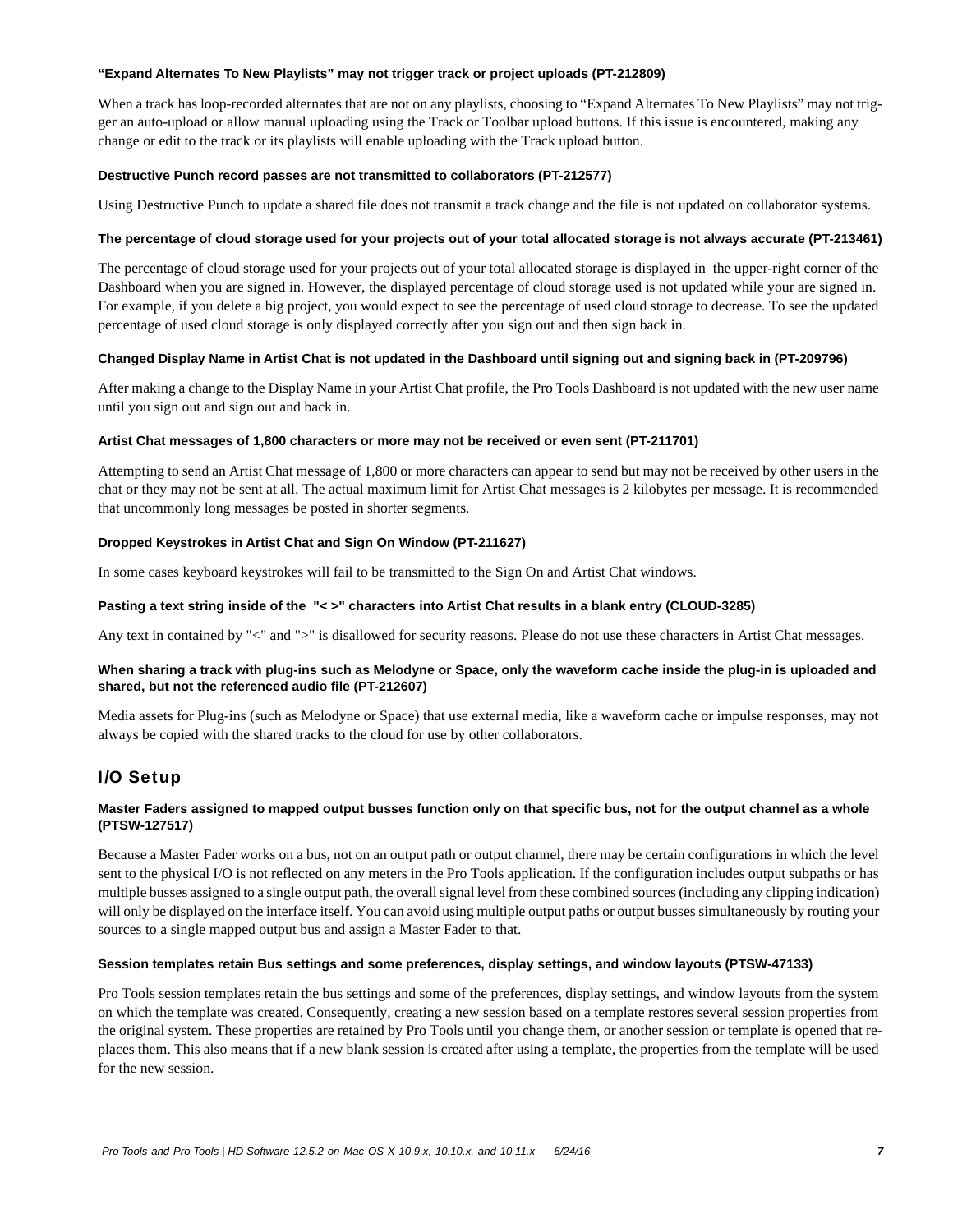#### “Expand Alternates To New Playlists” may not trigger track or project uploads (PT-212809)

When a track has loop-recorded alternates that are not on any playlists, choosing to “Expand Alternates To New Playlists” may not trigger an auto-upload or allow manual uploading using the Track or Toolbar upload buttons. If this issue is encountered, making any change or edit to the track or its playlists will enable uploading with the Track upload button.

#### Destructive Punch record passes are not transmitted to collaborators (PT-212577)

Using Destructive Punch to update a shared file does not transmit a track change and the file is not updated on collaborator systems.

#### The percentage of cloud storage used for your projects out of your total allocated storage is not always accurate (PT-213461)

The percentage of cloud storage used for your projects out of your total allocated storage is displayed in the upper-right corner of the Dashboard when you are signed in. However, the displayed percentage of cloud storage used is not updated while your are signed in. For example, if you delete a big project, you would expect to see the percentage of used cloud storage to decrease. To see the updated percentage of used cloud storage is only displayed correctly after you sign out and then sign back in.

#### Changed Display Name in Artist Chat is not updated in the Dashboard until signing out and signing back in (PT-209796)

After making a change to the Display Name in your Artist Chat profile, the Pro Tools Dashboard is not updated with the new user name until you sign out and sign out and back in.

#### Artist Chat messages of 1,800 characters or more may not be received or even sent (PT-211701)

Attempting to send an Artist Chat message of 1,800 or more characters can appear to send but may not be received by other users in the chat or they may not be sent at all. The actual maximum limit for Artist Chat messages is 2 kilobytes per message. It is recommended that uncommonly long messages be posted in shorter segments.

#### Dropped Keystrokes in Artist Chat and Sign On Window (PT-211627)

In some cases keyboard keystrokes will fail to be transmitted to the Sign On and Artist Chat windows.

#### Pasting a text string inside of the "< >" characters into Artist Chat results in a blank entry (CLOUD-3285)

Any text in contained by "<" and ">" is disallowed for security reasons. Please do not use these characters in Artist Chat messages.

#### When sharing a track with plug-ins such as Melodyne or Space, only the waveform cache inside the plug-in is uploaded and shared, but not the referenced audio file (PT-212607)

Media assets for Plug-ins (such as Melodyne or Space) that use external media, like a waveform cache or impulse responses, may not always be copied with the shared tracks to the cloud for use by other collaborators.

## I/O Setup

#### Master Faders assigned to mapped output busses function only on that specific bus, not for the output channel as a whole (PTSW-127517)

Because a Master Fader works on a bus, not on an output path or output channel, there may be certain configurations in which the level sent to the physical I/O is not reflected on any meters in the Pro Tools application. If the configuration includes output subpaths or has multiple busses assigned to a single output path, the overall signal level from these combined sources (including any clipping indication) will only be displayed on the interface itself. You can avoid using multiple output paths or output busses simultaneously by routing your sources to a single mapped output bus and assign a Master Fader to that.

#### Session templates retain Bus settings and some preferences, display settings, and window layouts (PTSW-47133)

Pro Tools session templates retain the bus settings and some of the preferences, display settings, and window layouts from the system on which the template was created. Consequently, creating a new session based on a template restores several session properties from the original system. These properties are retained by Pro Tools until you change them, or another session or template is opened that replaces them. This also means that if a new blank session is created after using a template, the properties from the template will be used for the new session.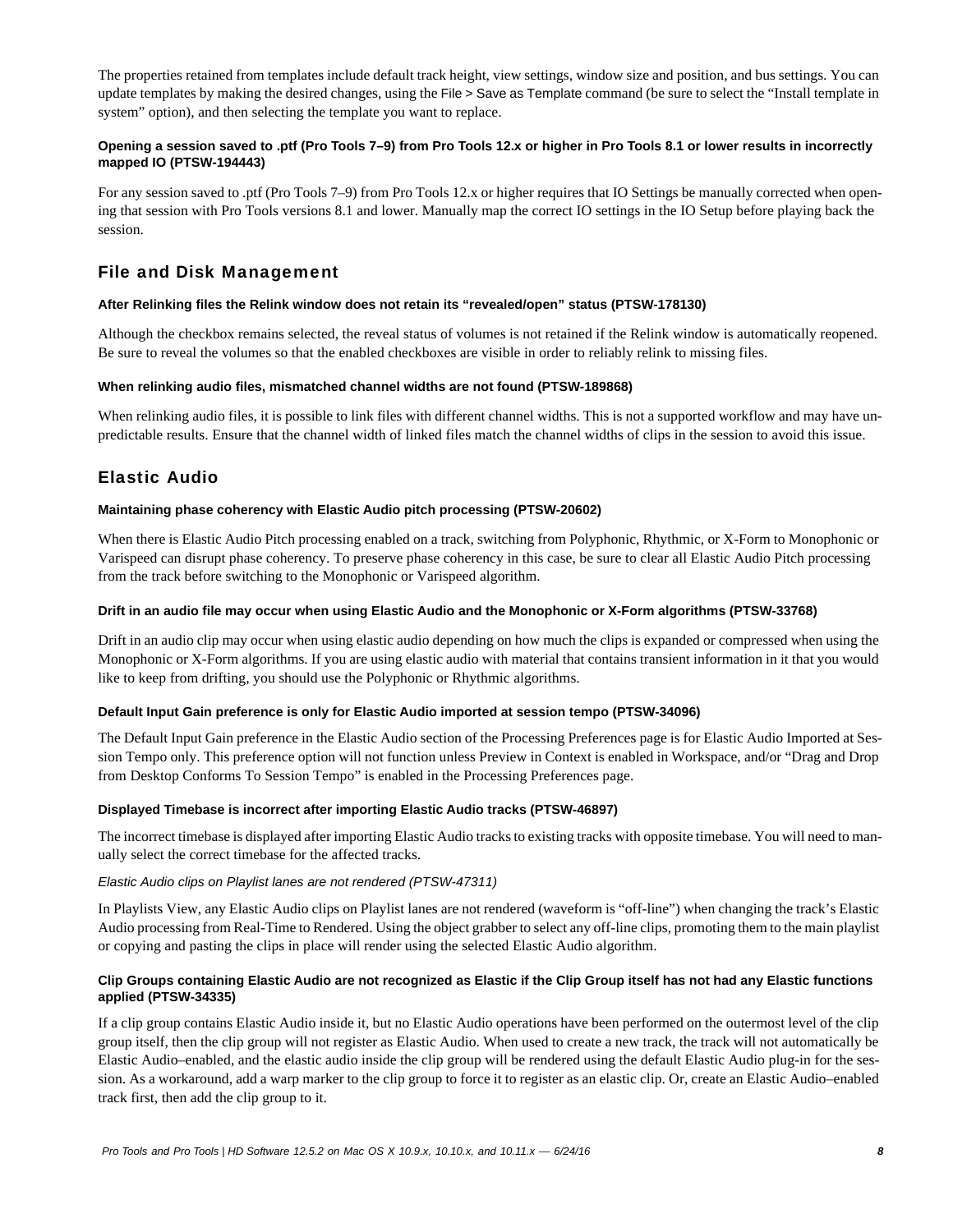The properties retained from templates include default track height, view settings, window size and position, and bus settings. You can update templates by making the desired changes, using the File > Save as Template command (be sure to select the "Install template in system" option), and then selecting the template you want to replace.

#### Opening a session saved to .ptf (Pro Tools 7–9) from Pro Tools 12.x or higher in Pro Tools 8.1 or lower results in incorrectly mapped IO (PTSW-194443)

For any session saved to .ptf (Pro Tools 7–9) from Pro Tools 12.x or higher requires that IO Settings be manually corrected when opening that session with Pro Tools versions 8.1 and lower. Manually map the correct IO settings in the IO Setup before playing back the session.

## File and Disk Management

#### After Relinking files the Relink window does not retain its "revealed/open" status (PTSW-178130)

Although the checkbox remains selected, the reveal status of volumes is not retained if the Relink window is automatically reopened. Be sure to reveal the volumes so that the enabled checkboxes are visible in order to reliably relink to missing files.

#### When relinking audio files, mismatched channel widths are not found (PTSW-189868)

When relinking audio files, it is possible to link files with different channel widths. This is not a supported workflow and may have unpredictable results. Ensure that the channel width of linked files match the channel widths of clips in the session to avoid this issue.

## Elastic Audio

#### Maintaining phase coherency with Elastic Audio pitch processing (PTSW-20602)

When there is Elastic Audio Pitch processing enabled on a track, switching from Polyphonic, Rhythmic, or X-Form to Monophonic or Varispeed can disrupt phase coherency. To preserve phase coherency in this case, be sure to clear all Elastic Audio Pitch processing from the track before switching to the Monophonic or Varispeed algorithm.

#### Drift in an audio file may occur when using Elastic Audio and the Monophonic or X-Form algorithms (PTSW-33768)

Drift in an audio clip may occur when using elastic audio depending on how much the clips is expanded or compressed when using the Monophonic or X-Form algorithms. If you are using elastic audio with material that contains transient information in it that you would like to keep from drifting, you should use the Polyphonic or Rhythmic algorithms.

#### Default Input Gain preference is only for Elastic Audio imported at session tempo (PTSW-34096)

The Default Input Gain preference in the Elastic Audio section of the Processing Preferences page is for Elastic Audio Imported at Session Tempo only. This preference option will not function unless Preview in Context is enabled in Workspace, and/or "Drag and Drop from Desktop Conforms To Session Tempo" is enabled in the Processing Preferences page.

#### Displayed Timebase is incorrect after importing Elastic Audio tracks (PTSW-46897)

The incorrect timebase is displayed after importing Elastic Audio tracks to existing tracks with opposite timebase. You will need to manually select the correct timebase for the affected tracks.

*Elastic Audio clips on Playlist lanes are not rendered (PTSW-47311)*

In Playlists View, any Elastic Audio clips on Playlist lanes are not rendered (waveform is "off-line") when changing the track's Elastic Audio processing from Real-Time to Rendered. Using the object grabber to select any off-line clips, promoting them to the main playlist or copying and pasting the clips in place will render using the selected Elastic Audio algorithm.

#### Clip Groups containing Elastic Audio are not recognized as Elastic if the Clip Group itself has not had any Elastic functions applied (PTSW-34335)

If a clip group contains Elastic Audio inside it, but no Elastic Audio operations have been performed on the outermost level of the clip group itself, then the clip group will not register as Elastic Audio. When used to create a new track, the track will not automatically be Elastic Audio–enabled, and the elastic audio inside the clip group will be rendered using the default Elastic Audio plug-in for the session. As a workaround, add a warp marker to the clip group to force it to register as an elastic clip. Or, create an Elastic Audio–enabled track first, then add the clip group to it.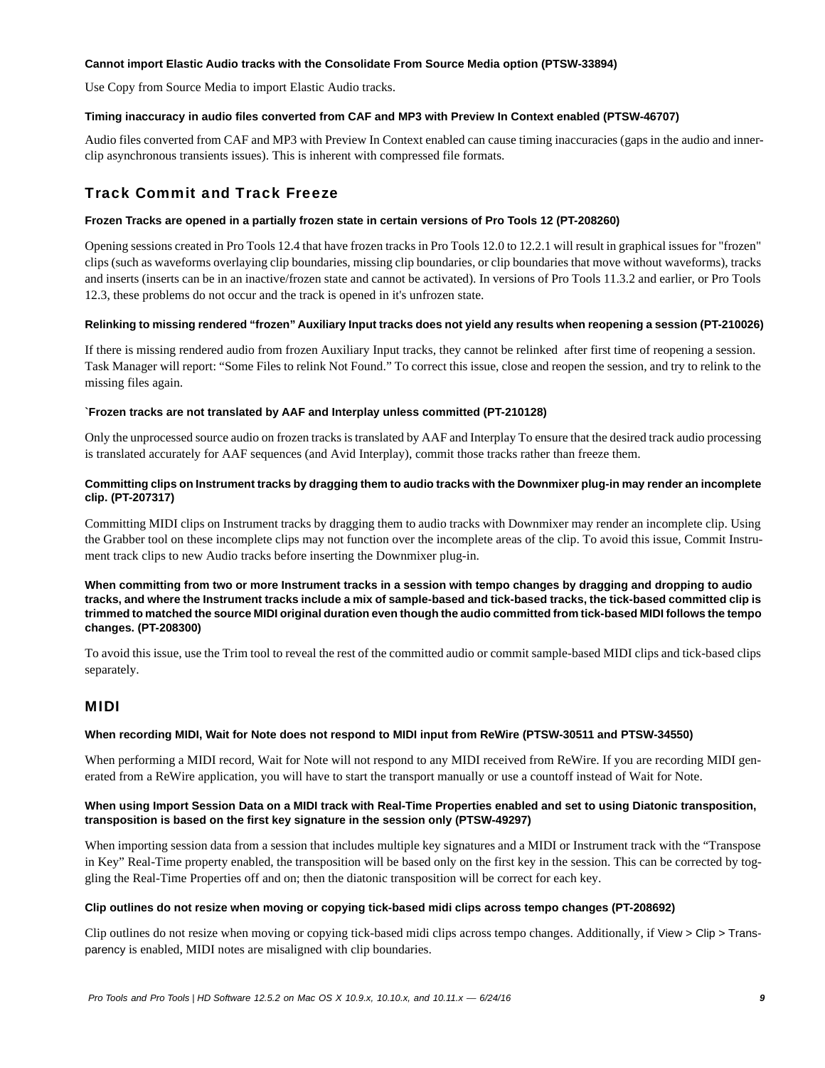**Cannot import Elastic Audio tracks with the Consolidate From Source Media option (PTSW-33894)**

Use Copy from Source Media to import Elastic Audio tracks.

**Timing inaccuracy in audio files converted from CAF and MP3 with Preview In Context enabled (PTSW-46707)**

Audio files converted from CAF and MP3 with Preview In Context enabled can cause timing inaccuracies (gaps in the audio and inner-clip asynchronous transients issues). This is inherent with compressed file formats.

## Track Commit and Track Freeze

**Frozen Tracks are opened in a partially frozen state in certain versions of Pro Tools 12 (PT-208260)**

Opening sessions created in Pro Tools 12.4 that have frozen tracks in Pro Tools 12.0 to 12.2.1 will result in graphical issues for "frozen" clips (such as waveforms overlaying clip boundaries, missing clip boundaries, or clip boundaries that move without waveforms), tracks and inserts (inserts can be in an inactive/frozen state and cannot be activated). In versions of Pro Tools 11.3.2 and earlier, or Pro Tools 12.3, these problems do not occur and the track is opened in it's unfrozen state.

**Relinking to missing rendered “frozen” Auxiliary Input tracks does not yield any results when reopening a session (PT-210026)**

If there is missing rendered audio from frozen Auxiliary Input tracks, they cannot be relinked after first time of reopening a session. Task Manager will report: “Some Files to relink Not Found.” To correct this issue, close and reopen the session, and try to relink to the missing files again.

**`Frozen tracks are not translated by AAF and Interplay unless committed (PT-210128)**

Only the unprocessed source audio on frozen tracks is translated by AAF and Interplay To ensure that the desired track audio processing is translated accurately for AAF sequences (and Avid Interplay), commit those tracks rather than freeze them.

**Committing clips on Instrument tracks by dragging them to audio tracks with the Downmixer plug-in may render an incomplete clip. (PT-207317)**

Committing MIDI clips on Instrument tracks by dragging them to audio tracks with Downmixer may render an incomplete clip. Using the Grabber tool on these incomplete clips may not function over the incomplete areas of the clip. To avoid this issue, Commit Instrument track clips to new Audio tracks before inserting the Downmixer plug-in.

**When committing from two or more Instrument tracks in a session with tempo changes by dragging and dropping to audio tracks, and where the Instrument tracks include a mix of sample-based and tick-based tracks, the tick-based committed clip is trimmed to matched the source MIDI original duration even though the audio committed from tick-based MIDI follows the tempo changes. (PT-208300)**

To avoid this issue, use the Trim tool to reveal the rest of the committed audio or commit sample-based MIDI clips and tick-based clips separately.

## MIDI

**When recording MIDI, Wait for Note does not respond to MIDI input from ReWire (PTSW-30511 and PTSW-34550)**

When performing a MIDI record, Wait for Note will not respond to any MIDI received from ReWire. If you are recording MIDI generated from a ReWire application, you will have to start the transport manually or use a countoff instead of Wait for Note.

**When using Import Session Data on a MIDI track with Real-Time Properties enabled and set to using Diatonic transposition, transposition is based on the first key signature in the session only (PTSW-49297)**

When importing session data from a session that includes multiple key signatures and a MIDI or Instrument track with the “Transpose in Key” Real-Time property enabled, the transposition will be based only on the first key in the session. This can be corrected by toggling the Real-Time Properties off and on; then the diatonic transposition will be correct for each key.

**Clip outlines do not resize when moving or copying tick-based midi clips across tempo changes (PT-208692)**

Clip outlines do not resize when moving or copying tick-based midi clips across tempo changes. Additionally, if View > Clip > Transparency is enabled, MIDI notes are misaligned with clip boundaries.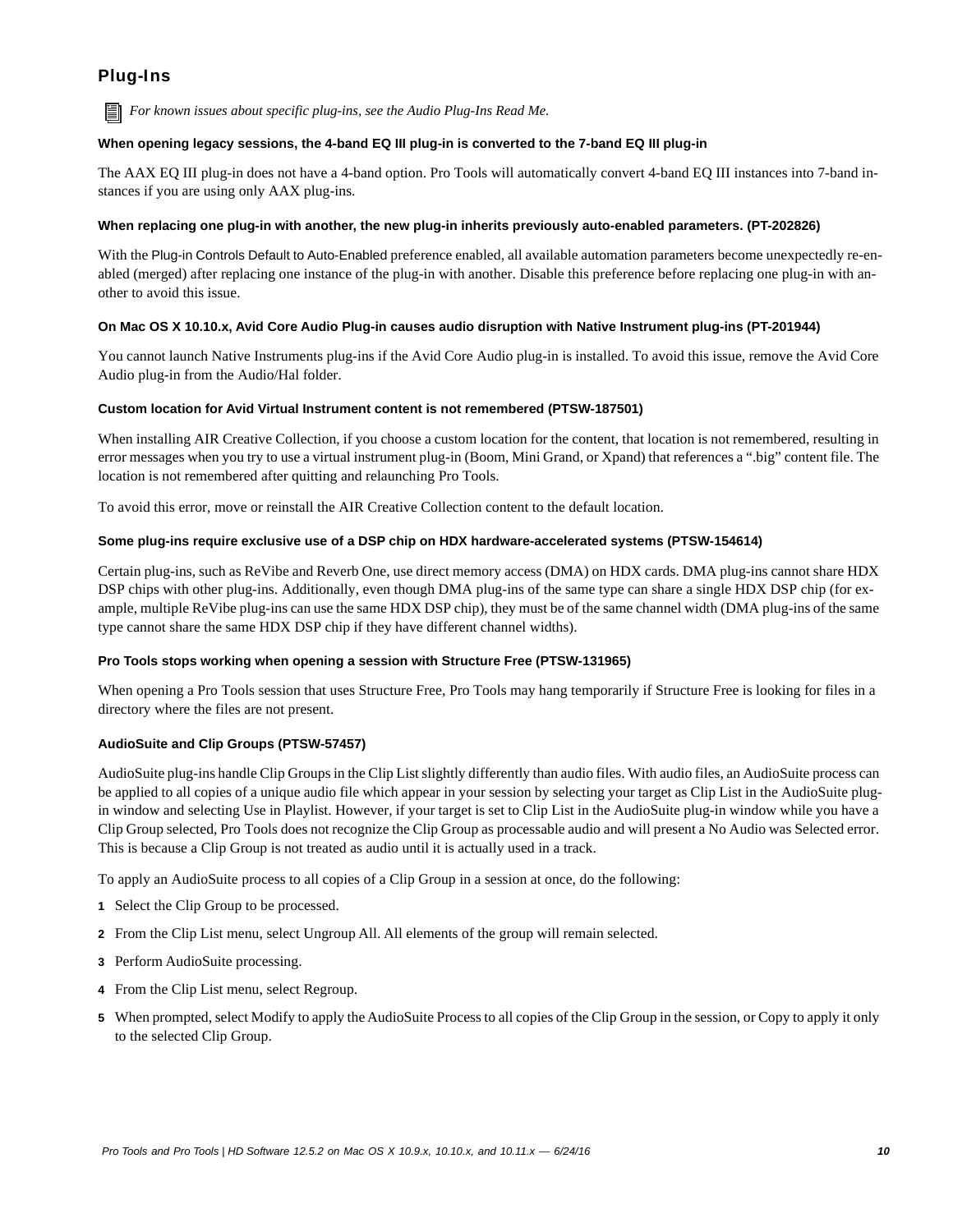## Plug-Ins

*For known issues about specific plug-ins, see the Audio Plug-Ins Read Me.*

### When opening legacy sessions, the 4-band EQ III plug-in is converted to the 7-band EQ III plug-in

The AAX EQ III plug-in does not have a 4-band option. Pro Tools will automatically convert 4-band EQ III instances into 7-band instances if you are using only AAX plug-ins.

### When replacing one plug-in with another, the new plug-in inherits previously auto-enabled parameters. (PT-202826)

With the Plug-in Controls Default to Auto-Enabled preference enabled, all available automation parameters become unexpectedly re-enabled (merged) after replacing one instance of the plug-in with another. Disable this preference before replacing one plug-in with another to avoid this issue.

### On Mac OS X 10.10.x, Avid Core Audio Plug-in causes audio disruption with Native Instrument plug-ins (PT-201944)

You cannot launch Native Instruments plug-ins if the Avid Core Audio plug-in is installed. To avoid this issue, remove the Avid Core Audio plug-in from the Audio/Hal folder.

### Custom location for Avid Virtual Instrument content is not remembered (PTSW-187501)

When installing AIR Creative Collection, if you choose a custom location for the content, that location is not remembered, resulting in error messages when you try to use a virtual instrument plug-in (Boom, Mini Grand, or Xpand) that references a ".big" content file. The location is not remembered after quitting and relaunching Pro Tools.

To avoid this error, move or reinstall the AIR Creative Collection content to the default location.

### Some plug-ins require exclusive use of a DSP chip on HDX hardware-accelerated systems (PTSW-154614)

Certain plug-ins, such as ReVibe and Reverb One, use direct memory access (DMA) on HDX cards. DMA plug-ins cannot share HDX DSP chips with other plug-ins. Additionally, even though DMA plug-ins of the same type can share a single HDX DSP chip (for example, multiple ReVibe plug-ins can use the same HDX DSP chip), they must be of the same channel width (DMA plug-ins of the same type cannot share the same HDX DSP chip if they have different channel widths).

### Pro Tools stops working when opening a session with Structure Free (PTSW-131965)

When opening a Pro Tools session that uses Structure Free, Pro Tools may hang temporarily if Structure Free is looking for files in a directory where the files are not present.

### AudioSuite and Clip Groups (PTSW-57457)

AudioSuite plug-ins handle Clip Groups in the Clip List slightly differently than audio files. With audio files, an AudioSuite process can be applied to all copies of a unique audio file which appear in your session by selecting your target as Clip List in the AudioSuite plug-in window and selecting Use in Playlist. However, if your target is set to Clip List in the AudioSuite plug-in window while you have a Clip Group selected, Pro Tools does not recognize the Clip Group as processable audio and will present a No Audio was Selected error. This is because a Clip Group is not treated as audio until it is actually used in a track.

To apply an AudioSuite process to all copies of a Clip Group in a session at once, do the following:

1. Select the Clip Group to be processed.
2. From the Clip List menu, select Ungroup All. All elements of the group will remain selected.
3. Perform AudioSuite processing.
4. From the Clip List menu, select Regroup.
5. When prompted, select Modify to apply the AudioSuite Process to all copies of the Clip Group in the session, or Copy to apply it only to the selected Clip Group.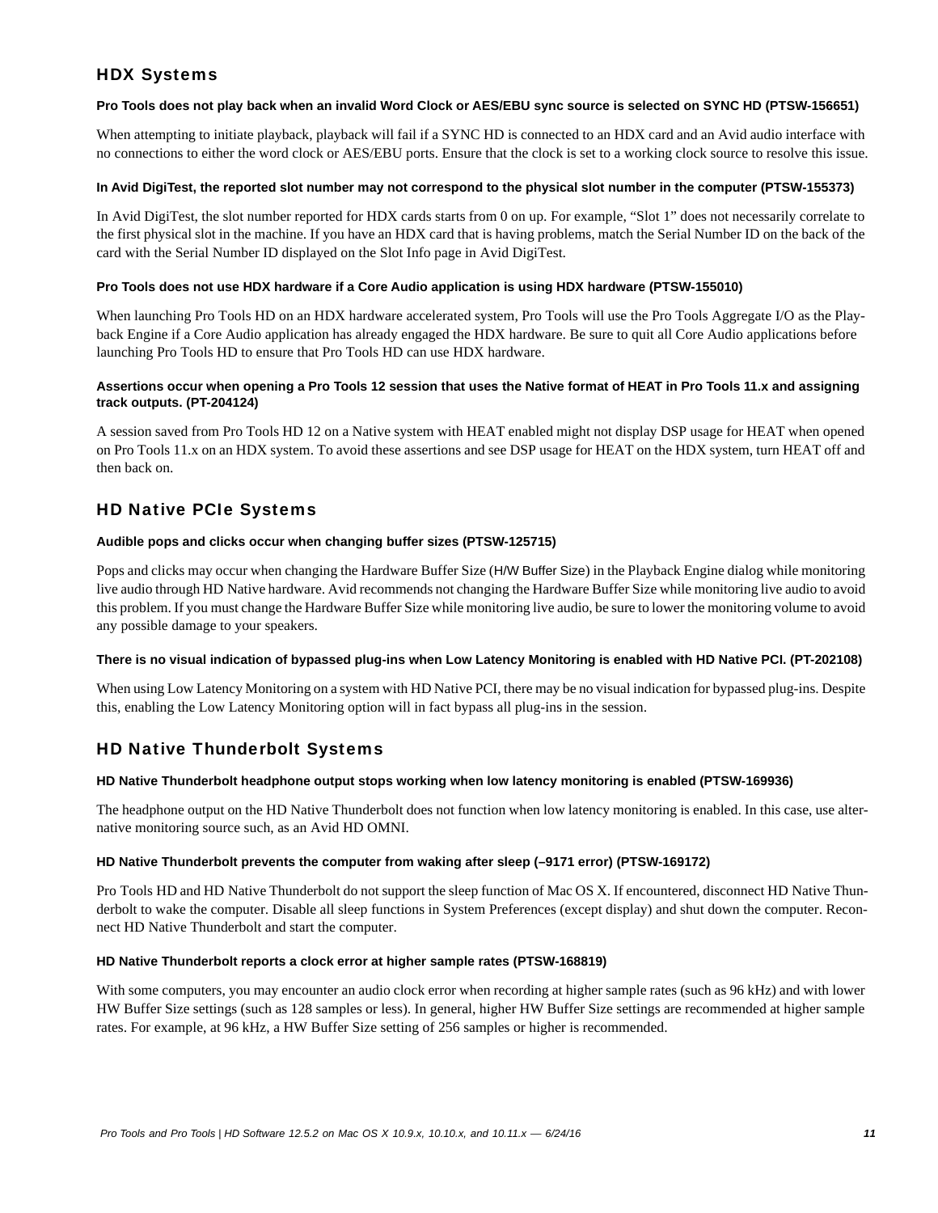## HDX Systems

#### Pro Tools does not play back when an invalid Word Clock or AES/EBU sync source is selected on SYNC HD (PTSW-156651)

When attempting to initiate playback, playback will fail if a SYNC HD is connected to an HDX card and an Avid audio interface with no connections to either the word clock or AES/EBU ports. Ensure that the clock is set to a working clock source to resolve this issue.

#### In Avid DigiTest, the reported slot number may not correspond to the physical slot number in the computer (PTSW-155373)

In Avid DigiTest, the slot number reported for HDX cards starts from 0 on up. For example, "Slot 1" does not necessarily correlate to the first physical slot in the machine. If you have an HDX card that is having problems, match the Serial Number ID on the back of the card with the Serial Number ID displayed on the Slot Info page in Avid DigiTest.

#### Pro Tools does not use HDX hardware if a Core Audio application is using HDX hardware (PTSW-155010)

When launching Pro Tools HD on an HDX hardware accelerated system, Pro Tools will use the Pro Tools Aggregate I/O as the Playback Engine if a Core Audio application has already engaged the HDX hardware. Be sure to quit all Core Audio applications before launching Pro Tools HD to ensure that Pro Tools HD can use HDX hardware.

#### Assertions occur when opening a Pro Tools 12 session that uses the Native format of HEAT in Pro Tools 11.x and assigning track outputs. (PT-204124)

A session saved from Pro Tools HD 12 on a Native system with HEAT enabled might not display DSP usage for HEAT when opened on Pro Tools 11.x on an HDX system. To avoid these assertions and see DSP usage for HEAT on the HDX system, turn HEAT off and then back on.

## HD Native PCIe Systems

#### Audible pops and clicks occur when changing buffer sizes (PTSW-125715)

Pops and clicks may occur when changing the Hardware Buffer Size (H/W Buffer Size) in the Playback Engine dialog while monitoring live audio through HD Native hardware. Avid recommends not changing the Hardware Buffer Size while monitoring live audio to avoid this problem. If you must change the Hardware Buffer Size while monitoring live audio, be sure to lower the monitoring volume to avoid any possible damage to your speakers.

#### There is no visual indication of bypassed plug-ins when Low Latency Monitoring is enabled with HD Native PCI. (PT-202108)

When using Low Latency Monitoring on a system with HD Native PCI, there may be no visual indication for bypassed plug-ins. Despite this, enabling the Low Latency Monitoring option will in fact bypass all plug-ins in the session.

## HD Native Thunderbolt Systems

#### HD Native Thunderbolt headphone output stops working when low latency monitoring is enabled (PTSW-169936)

The headphone output on the HD Native Thunderbolt does not function when low latency monitoring is enabled. In this case, use alternative monitoring source such, as an Avid HD OMNI.

#### HD Native Thunderbolt prevents the computer from waking after sleep (–9171 error) (PTSW-169172)

Pro Tools HD and HD Native Thunderbolt do not support the sleep function of Mac OS X. If encountered, disconnect HD Native Thunderbolt to wake the computer. Disable all sleep functions in System Preferences (except display) and shut down the computer. Reconnect HD Native Thunderbolt and start the computer.

#### HD Native Thunderbolt reports a clock error at higher sample rates (PTSW-168819)

With some computers, you may encounter an audio clock error when recording at higher sample rates (such as 96 kHz) and with lower HW Buffer Size settings (such as 128 samples or less). In general, higher HW Buffer Size settings are recommended at higher sample rates. For example, at 96 kHz, a HW Buffer Size setting of 256 samples or higher is recommended.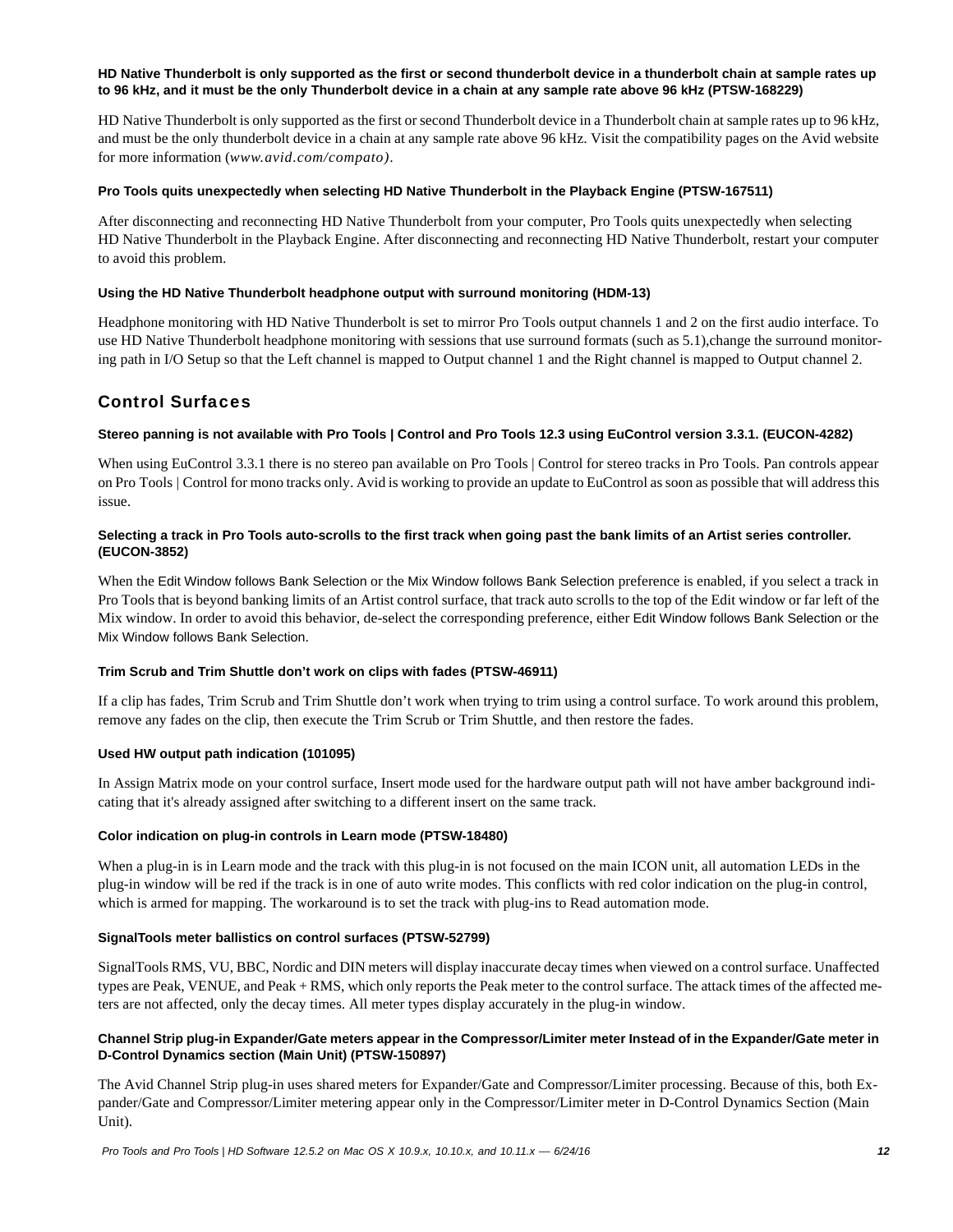#### HD Native Thunderbolt is only supported as the first or second thunderbolt device in a thunderbolt chain at sample rates up to 96 kHz, and it must be the only Thunderbolt device in a chain at any sample rate above 96 kHz (PTSW-168229)

HD Native Thunderbolt is only supported as the first or second Thunderbolt device in a Thunderbolt chain at sample rates up to 96 kHz, and must be the only thunderbolt device in a chain at any sample rate above 96 kHz. Visit the compatibility pages on the Avid website for more information (*www.avid.com/compato)*.

#### Pro Tools quits unexpectedly when selecting HD Native Thunderbolt in the Playback Engine (PTSW-167511)

After disconnecting and reconnecting HD Native Thunderbolt from your computer, Pro Tools quits unexpectedly when selecting HD Native Thunderbolt in the Playback Engine. After disconnecting and reconnecting HD Native Thunderbolt, restart your computer to avoid this problem.

#### Using the HD Native Thunderbolt headphone output with surround monitoring (HDM-13)

Headphone monitoring with HD Native Thunderbolt is set to mirror Pro Tools output channels 1 and 2 on the first audio interface. To use HD Native Thunderbolt headphone monitoring with sessions that use surround formats (such as 5.1),change the surround monitoring path in I/O Setup so that the Left channel is mapped to Output channel 1 and the Right channel is mapped to Output channel 2.

## Control Surfaces

#### Stereo panning is not available with Pro Tools | Control and Pro Tools 12.3 using EuControl version 3.3.1. (EUCON-4282)

When using EuControl 3.3.1 there is no stereo pan available on Pro Tools | Control for stereo tracks in Pro Tools. Pan controls appear on Pro Tools | Control for mono tracks only. Avid is working to provide an update to EuControl as soon as possible that will address this issue.

#### Selecting a track in Pro Tools auto-scrolls to the first track when going past the bank limits of an Artist series controller. (EUCON-3852)

When the Edit Window follows Bank Selection or the Mix Window follows Bank Selection preference is enabled, if you select a track in Pro Tools that is beyond banking limits of an Artist control surface, that track auto scrolls to the top of the Edit window or far left of the Mix window. In order to avoid this behavior, de-select the corresponding preference, either Edit Window follows Bank Selection or the Mix Window follows Bank Selection.

#### Trim Scrub and Trim Shuttle don’t work on clips with fades (PTSW-46911)

If a clip has fades, Trim Scrub and Trim Shuttle don’t work when trying to trim using a control surface. To work around this problem, remove any fades on the clip, then execute the Trim Scrub or Trim Shuttle, and then restore the fades.

#### Used HW output path indication (101095)

In Assign Matrix mode on your control surface, Insert mode used for the hardware output path will not have amber background indicating that it's already assigned after switching to a different insert on the same track.

#### Color indication on plug-in controls in Learn mode (PTSW-18480)

When a plug-in is in Learn mode and the track with this plug-in is not focused on the main ICON unit, all automation LEDs in the plug-in window will be red if the track is in one of auto write modes. This conflicts with red color indication on the plug-in control, which is armed for mapping. The workaround is to set the track with plug-ins to Read automation mode.

#### SignalTools meter ballistics on control surfaces (PTSW-52799)

SignalTools RMS, VU, BBC, Nordic and DIN meters will display inaccurate decay times when viewed on a control surface. Unaffected types are Peak, VENUE, and Peak + RMS, which only reports the Peak meter to the control surface. The attack times of the affected meters are not affected, only the decay times. All meter types display accurately in the plug-in window.

#### Channel Strip plug-in Expander/Gate meters appear in the Compressor/Limiter meter Instead of in the Expander/Gate meter in D-Control Dynamics section (Main Unit) (PTSW-150897)

The Avid Channel Strip plug-in uses shared meters for Expander/Gate and Compressor/Limiter processing. Because of this, both Expander/Gate and Compressor/Limiter metering appear only in the Compressor/Limiter meter in D-Control Dynamics Section (Main Unit).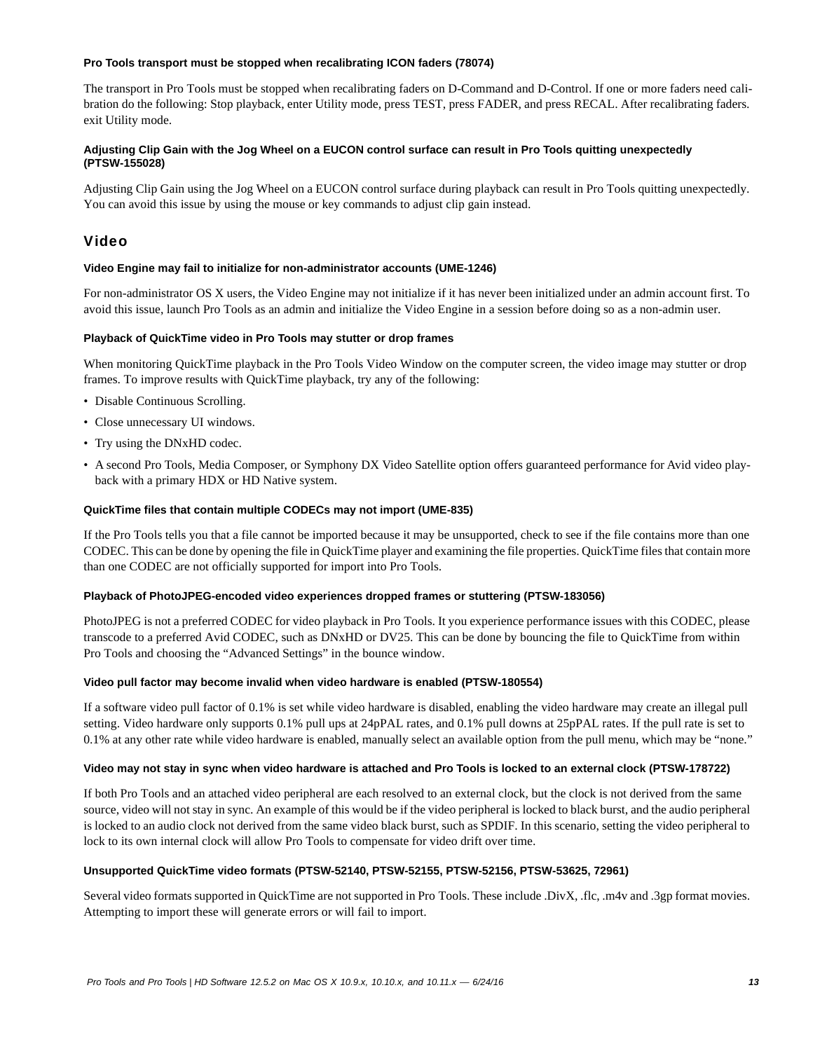#### Pro Tools transport must be stopped when recalibrating ICON faders (78074)

The transport in Pro Tools must be stopped when recalibrating faders on D-Command and D-Control. If one or more faders need calibration do the following: Stop playback, enter Utility mode, press TEST, press FADER, and press RECAL. After recalibrating faders. exit Utility mode.

#### Adjusting Clip Gain with the Jog Wheel on a EUCON control surface can result in Pro Tools quitting unexpectedly (PTSW-155028)

Adjusting Clip Gain using the Jog Wheel on a EUCON control surface during playback can result in Pro Tools quitting unexpectedly. You can avoid this issue by using the mouse or key commands to adjust clip gain instead.

## Video

#### Video Engine may fail to initialize for non-administrator accounts (UME-1246)

For non-administrator OS X users, the Video Engine may not initialize if it has never been initialized under an admin account first. To avoid this issue, launch Pro Tools as an admin and initialize the Video Engine in a session before doing so as a non-admin user.

#### Playback of QuickTime video in Pro Tools may stutter or drop frames

When monitoring QuickTime playback in the Pro Tools Video Window on the computer screen, the video image may stutter or drop frames. To improve results with QuickTime playback, try any of the following:

- Disable Continuous Scrolling.
- Close unnecessary UI windows.
- Try using the DNxHD codec.
- A second Pro Tools, Media Composer, or Symphony DX Video Satellite option offers guaranteed performance for Avid video playback with a primary HDX or HD Native system.

#### QuickTime files that contain multiple CODECs may not import (UME-835)

If the Pro Tools tells you that a file cannot be imported because it may be unsupported, check to see if the file contains more than one CODEC. This can be done by opening the file in QuickTime player and examining the file properties. QuickTime files that contain more than one CODEC are not officially supported for import into Pro Tools.

#### Playback of PhotoJPEG-encoded video experiences dropped frames or stuttering (PTSW-183056)

PhotoJPEG is not a preferred CODEC for video playback in Pro Tools. It you experience performance issues with this CODEC, please transcode to a preferred Avid CODEC, such as DNxHD or DV25. This can be done by bouncing the file to QuickTime from within Pro Tools and choosing the “Advanced Settings” in the bounce window.

#### Video pull factor may become invalid when video hardware is enabled (PTSW-180554)

If a software video pull factor of 0.1% is set while video hardware is disabled, enabling the video hardware may create an illegal pull setting. Video hardware only supports 0.1% pull ups at 24pPAL rates, and 0.1% pull downs at 25pPAL rates. If the pull rate is set to 0.1% at any other rate while video hardware is enabled, manually select an available option from the pull menu, which may be “none.”

#### Video may not stay in sync when video hardware is attached and Pro Tools is locked to an external clock (PTSW-178722)

If both Pro Tools and an attached video peripheral are each resolved to an external clock, but the clock is not derived from the same source, video will not stay in sync. An example of this would be if the video peripheral is locked to black burst, and the audio peripheral is locked to an audio clock not derived from the same video black burst, such as SPDIF. In this scenario, setting the video peripheral to lock to its own internal clock will allow Pro Tools to compensate for video drift over time.

#### Unsupported QuickTime video formats (PTSW-52140, PTSW-52155, PTSW-52156, PTSW-53625, 72961)

Several video formats supported in QuickTime are not supported in Pro Tools. These include .DivX, .flc, .m4v and .3gp format movies. Attempting to import these will generate errors or will fail to import.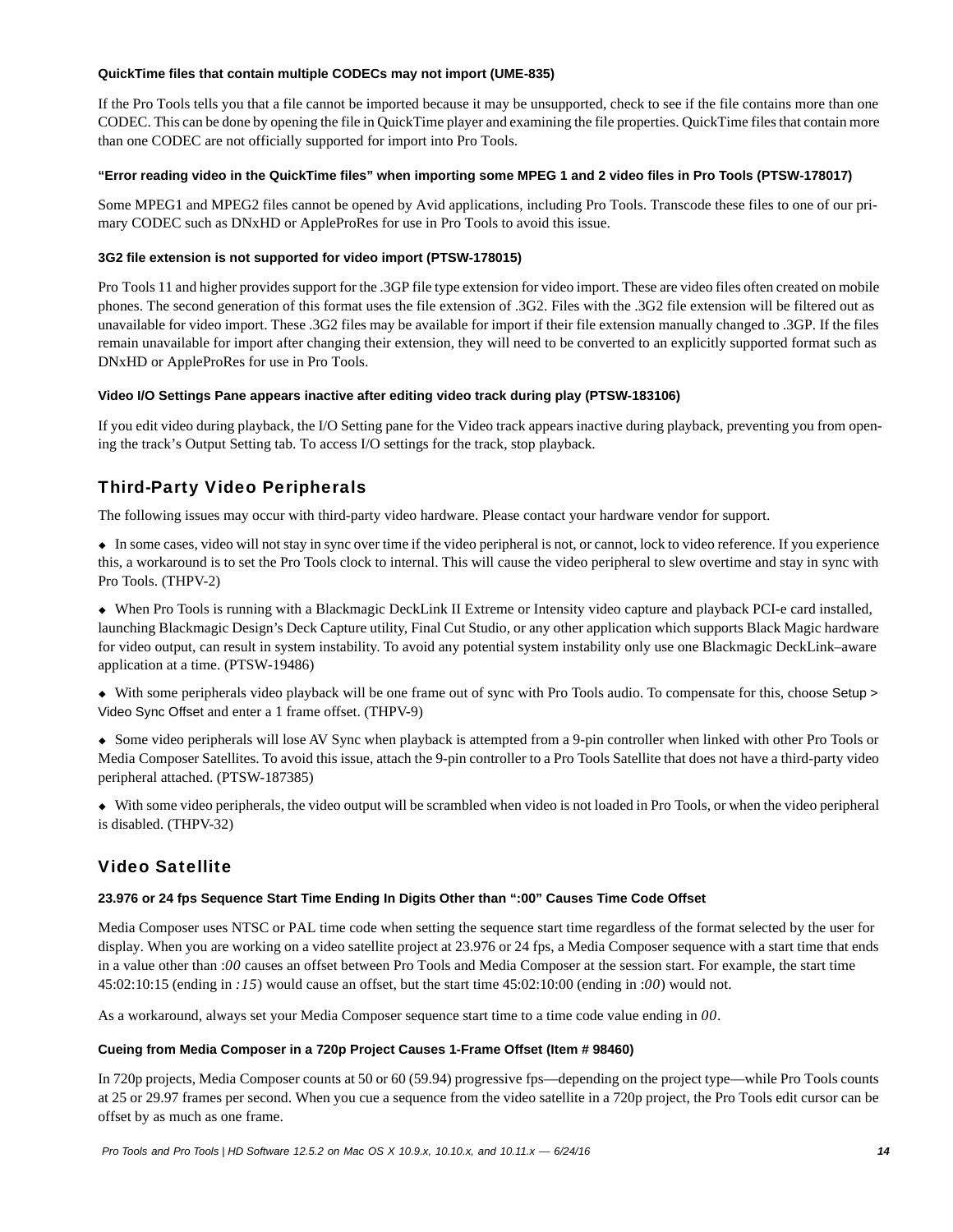#### QuickTime files that contain multiple CODECs may not import (UME-835)

If the Pro Tools tells you that a file cannot be imported because it may be unsupported, check to see if the file contains more than one CODEC. This can be done by opening the file in QuickTime player and examining the file properties. QuickTime files that contain more than one CODEC are not officially supported for import into Pro Tools.

#### "Error reading video in the QuickTime files" when importing some MPEG 1 and 2 video files in Pro Tools (PTSW-178017)

Some MPEG1 and MPEG2 files cannot be opened by Avid applications, including Pro Tools. Transcode these files to one of our primary CODEC such as DNxHD or AppleProRes for use in Pro Tools to avoid this issue.

#### 3G2 file extension is not supported for video import (PTSW-178015)

Pro Tools 11 and higher provides support for the .3GP file type extension for video import. These are video files often created on mobile phones. The second generation of this format uses the file extension of .3G2. Files with the .3G2 file extension will be filtered out as unavailable for video import. These .3G2 files may be available for import if their file extension manually changed to .3GP. If the files remain unavailable for import after changing their extension, they will need to be converted to an explicitly supported format such as DNxHD or AppleProRes for use in Pro Tools.

#### Video I/O Settings Pane appears inactive after editing video track during play (PTSW-183106)

If you edit video during playback, the I/O Setting pane for the Video track appears inactive during playback, preventing you from opening the track's Output Setting tab. To access I/O settings for the track, stop playback.

## Third-Party Video Peripherals

The following issues may occur with third-party video hardware. Please contact your hardware vendor for support.

- In some cases, video will not stay in sync over time if the video peripheral is not, or cannot, lock to video reference. If you experience this, a workaround is to set the Pro Tools clock to internal. This will cause the video peripheral to slew overtime and stay in sync with Pro Tools. (THPV-2)
- When Pro Tools is running with a Blackmagic DeckLink II Extreme or Intensity video capture and playback PCI-e card installed, launching Blackmagic Design's Deck Capture utility, Final Cut Studio, or any other application which supports Black Magic hardware for video output, can result in system instability. To avoid any potential system instability only use one Blackmagic DeckLink–aware application at a time. (PTSW-19486)
- With some peripherals video playback will be one frame out of sync with Pro Tools audio. To compensate for this, choose Setup > Video Sync Offset and enter a 1 frame offset. (THPV-9)
- Some video peripherals will lose AV Sync when playback is attempted from a 9-pin controller when linked with other Pro Tools or Media Composer Satellites. To avoid this issue, attach the 9-pin controller to a Pro Tools Satellite that does not have a third-party video peripheral attached. (PTSW-187385)
- With some video peripherals, the video output will be scrambled when video is not loaded in Pro Tools, or when the video peripheral is disabled. (THPV-32)

## Video Satellite

#### 23.976 or 24 fps Sequence Start Time Ending In Digits Other than ":00" Causes Time Code Offset

Media Composer uses NTSC or PAL time code when setting the sequence start time regardless of the format selected by the user for display. When you are working on a video satellite project at 23.976 or 24 fps, a Media Composer sequence with a start time that ends in a value other than *:00* causes an offset between Pro Tools and Media Composer at the session start. For example, the start time 45:02:10:15 (ending in *:15*) would cause an offset, but the start time 45:02:10:00 (ending in *:00*) would not.

As a workaround, always set your Media Composer sequence start time to a time code value ending in *00*.

#### Cueing from Media Composer in a 720p Project Causes 1-Frame Offset (Item # 98460)

In 720p projects, Media Composer counts at 50 or 60 (59.94) progressive fps—depending on the project type—while Pro Tools counts at 25 or 29.97 frames per second. When you cue a sequence from the video satellite in a 720p project, the Pro Tools edit cursor can be offset by as much as one frame.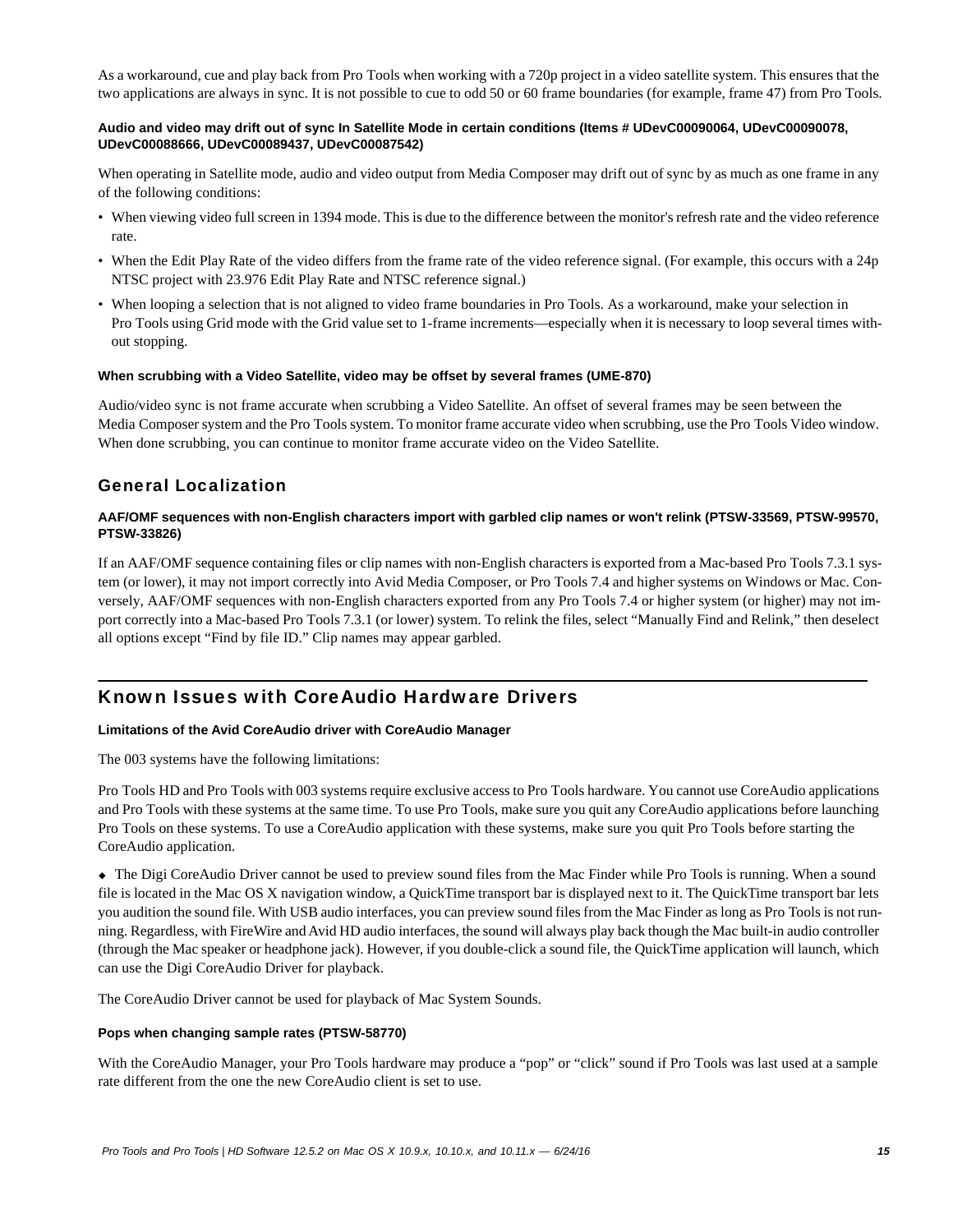As a workaround, cue and play back from Pro Tools when working with a 720p project in a video satellite system. This ensures that the two applications are always in sync. It is not possible to cue to odd 50 or 60 frame boundaries (for example, frame 47) from Pro Tools.

#### Audio and video may drift out of sync In Satellite Mode in certain conditions (Items # UDevC00090064, UDevC00090078, UDevC00088666, UDevC00089437, UDevC00087542)

When operating in Satellite mode, audio and video output from Media Composer may drift out of sync by as much as one frame in any of the following conditions:

- When viewing video full screen in 1394 mode. This is due to the difference between the monitor's refresh rate and the video reference rate.
- When the Edit Play Rate of the video differs from the frame rate of the video reference signal. (For example, this occurs with a 24p NTSC project with 23.976 Edit Play Rate and NTSC reference signal.)
- When looping a selection that is not aligned to video frame boundaries in Pro Tools. As a workaround, make your selection in Pro Tools using Grid mode with the Grid value set to 1-frame increments—especially when it is necessary to loop several times without stopping.

#### When scrubbing with a Video Satellite, video may be offset by several frames (UME-870)

Audio/video sync is not frame accurate when scrubbing a Video Satellite. An offset of several frames may be seen between the Media Composer system and the Pro Tools system. To monitor frame accurate video when scrubbing, use the Pro Tools Video window. When done scrubbing, you can continue to monitor frame accurate video on the Video Satellite.

### General Localization

#### AAF/OMF sequences with non-English characters import with garbled clip names or won't relink (PTSW-33569, PTSW-99570, PTSW-33826)

If an AAF/OMF sequence containing files or clip names with non-English characters is exported from a Mac-based Pro Tools 7.3.1 system (or lower), it may not import correctly into Avid Media Composer, or Pro Tools 7.4 and higher systems on Windows or Mac. Conversely, AAF/OMF sequences with non-English characters exported from any Pro Tools 7.4 or higher system (or higher) may not import correctly into a Mac-based Pro Tools 7.3.1 (or lower) system. To relink the files, select "Manually Find and Relink," then deselect all options except "Find by file ID." Clip names may appear garbled.

## Known Issues with CoreAudio Hardware Drivers

#### Limitations of the Avid CoreAudio driver with CoreAudio Manager

The 003 systems have the following limitations:

Pro Tools HD and Pro Tools with 003 systems require exclusive access to Pro Tools hardware. You cannot use CoreAudio applications and Pro Tools with these systems at the same time. To use Pro Tools, make sure you quit any CoreAudio applications before launching Pro Tools on these systems. To use a CoreAudio application with these systems, make sure you quit Pro Tools before starting the CoreAudio application.

◆ The Digi CoreAudio Driver cannot be used to preview sound files from the Mac Finder while Pro Tools is running. When a sound file is located in the Mac OS X navigation window, a QuickTime transport bar is displayed next to it. The QuickTime transport bar lets you audition the sound file. With USB audio interfaces, you can preview sound files from the Mac Finder as long as Pro Tools is not running. Regardless, with FireWire and Avid HD audio interfaces, the sound will always play back though the Mac built-in audio controller (through the Mac speaker or headphone jack). However, if you double-click a sound file, the QuickTime application will launch, which can use the Digi CoreAudio Driver for playback.

The CoreAudio Driver cannot be used for playback of Mac System Sounds.

#### Pops when changing sample rates (PTSW-58770)

With the CoreAudio Manager, your Pro Tools hardware may produce a "pop" or "click" sound if Pro Tools was last used at a sample rate different from the one the new CoreAudio client is set to use.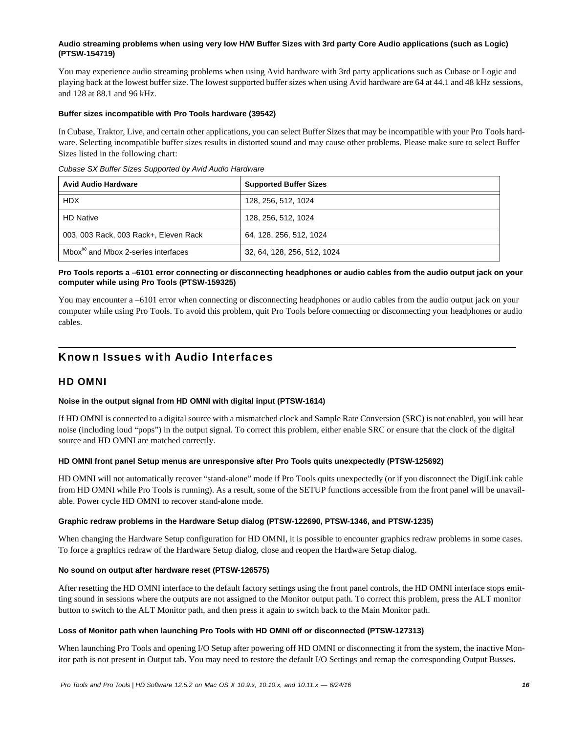**Audio streaming problems when using very low H/W Buffer Sizes with 3rd party Core Audio applications (such as Logic) (PTSW-154719)**

You may experience audio streaming problems when using Avid hardware with 3rd party applications such as Cubase or Logic and playing back at the lowest buffer size. The lowest supported buffer sizes when using Avid hardware are 64 at 44.1 and 48 kHz sessions, and 128 at 88.1 and 96 kHz.

**Buffer sizes incompatible with Pro Tools hardware (39542)**

In Cubase, Traktor, Live, and certain other applications, you can select Buffer Sizes that may be incompatible with your Pro Tools hardware. Selecting incompatible buffer sizes results in distorted sound and may cause other problems. Please make sure to select Buffer Sizes listed in the following chart:

*Cubase SX Buffer Sizes Supported by Avid Audio Hardware*

| Avid Audio Hardware | Supported Buffer Sizes |
|---|---|
| HDX | 128, 256, 512, 1024 |
| HD Native | 128, 256, 512, 1024 |
| 003, 003 Rack, 003 Rack+, Eleven Rack | 64, 128, 256, 512, 1024 |
| Mbox® and Mbox 2-series interfaces | 32, 64, 128, 256, 512, 1024 |

**Pro Tools reports a –6101 error connecting or disconnecting headphones or audio cables from the audio output jack on your computer while using Pro Tools (PTSW-159325)**

You may encounter a –6101 error when connecting or disconnecting headphones or audio cables from the audio output jack on your computer while using Pro Tools. To avoid this problem, quit Pro Tools before connecting or disconnecting your headphones or audio cables.

## Known Issues with Audio Interfaces

### HD OMNI

**Noise in the output signal from HD OMNI with digital input (PTSW-1614)**

If HD OMNI is connected to a digital source with a mismatched clock and Sample Rate Conversion (SRC) is not enabled, you will hear noise (including loud “pops”) in the output signal. To correct this problem, either enable SRC or ensure that the clock of the digital source and HD OMNI are matched correctly.

**HD OMNI front panel Setup menus are unresponsive after Pro Tools quits unexpectedly (PTSW-125692)**

HD OMNI will not automatically recover “stand-alone” mode if Pro Tools quits unexpectedly (or if you disconnect the DigiLink cable from HD OMNI while Pro Tools is running). As a result, some of the SETUP functions accessible from the front panel will be unavailable. Power cycle HD OMNI to recover stand-alone mode.

**Graphic redraw problems in the Hardware Setup dialog (PTSW-122690, PTSW-1346, and PTSW-1235)**

When changing the Hardware Setup configuration for HD OMNI, it is possible to encounter graphics redraw problems in some cases. To force a graphics redraw of the Hardware Setup dialog, close and reopen the Hardware Setup dialog.

**No sound on output after hardware reset (PTSW-126575)**

After resetting the HD OMNI interface to the default factory settings using the front panel controls, the HD OMNI interface stops emitting sound in sessions where the outputs are not assigned to the Monitor output path. To correct this problem, press the ALT monitor button to switch to the ALT Monitor path, and then press it again to switch back to the Main Monitor path.

**Loss of Monitor path when launching Pro Tools with HD OMNI off or disconnected (PTSW-127313)**

When launching Pro Tools and opening I/O Setup after powering off HD OMNI or disconnecting it from the system, the inactive Monitor path is not present in Output tab. You may need to restore the default I/O Settings and remap the corresponding Output Busses.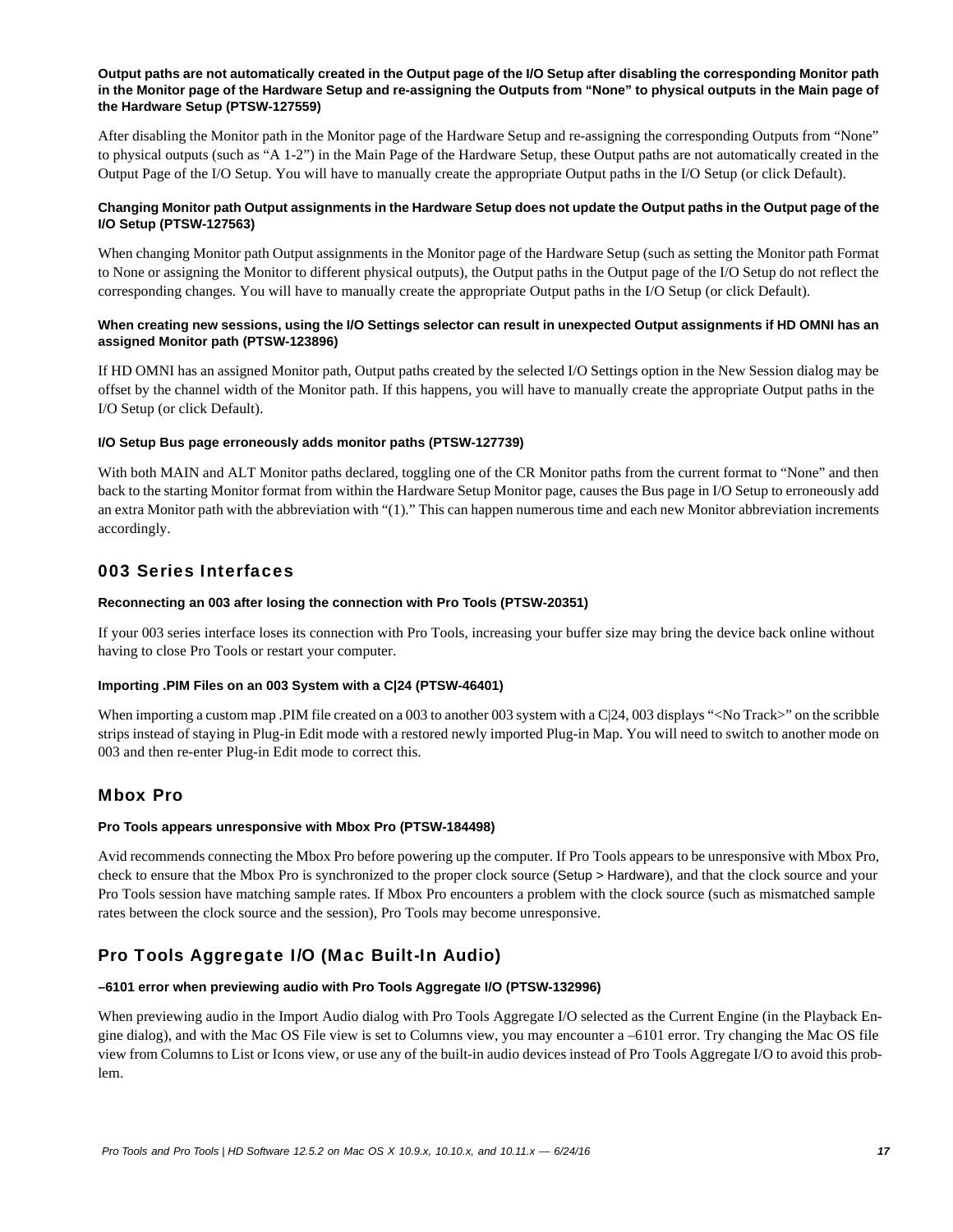**Output paths are not automatically created in the Output page of the I/O Setup after disabling the corresponding Monitor path in the Monitor page of the Hardware Setup and re-assigning the Outputs from “None” to physical outputs in the Main page of the Hardware Setup (PTSW-127559)**

After disabling the Monitor path in the Monitor page of the Hardware Setup and re-assigning the corresponding Outputs from “None” to physical outputs (such as “A 1-2”) in the Main Page of the Hardware Setup, these Output paths are not automatically created in the Output Page of the I/O Setup. You will have to manually create the appropriate Output paths in the I/O Setup (or click Default).

**Changing Monitor path Output assignments in the Hardware Setup does not update the Output paths in the Output page of the I/O Setup (PTSW-127563)**

When changing Monitor path Output assignments in the Monitor page of the Hardware Setup (such as setting the Monitor path Format to None or assigning the Monitor to different physical outputs), the Output paths in the Output page of the I/O Setup do not reflect the corresponding changes. You will have to manually create the appropriate Output paths in the I/O Setup (or click Default).

**When creating new sessions, using the I/O Settings selector can result in unexpected Output assignments if HD OMNI has an assigned Monitor path (PTSW-123896)**

If HD OMNI has an assigned Monitor path, Output paths created by the selected I/O Settings option in the New Session dialog may be offset by the channel width of the Monitor path. If this happens, you will have to manually create the appropriate Output paths in the I/O Setup (or click Default).

**I/O Setup Bus page erroneously adds monitor paths (PTSW-127739)**

With both MAIN and ALT Monitor paths declared, toggling one of the CR Monitor paths from the current format to “None” and then back to the starting Monitor format from within the Hardware Setup Monitor page, causes the Bus page in I/O Setup to erroneously add an extra Monitor path with the abbreviation with “(1).” This can happen numerous time and each new Monitor abbreviation increments accordingly.

## 003 Series Interfaces

**Reconnecting an 003 after losing the connection with Pro Tools (PTSW-20351)**

If your 003 series interface loses its connection with Pro Tools, increasing your buffer size may bring the device back online without having to close Pro Tools or restart your computer.

**Importing .PIM Files on an 003 System with a C|24 (PTSW-46401)**

When importing a custom map .PIM file created on a 003 to another 003 system with a C|24, 003 displays “<No Track>” on the scribble strips instead of staying in Plug-in Edit mode with a restored newly imported Plug-in Map. You will need to switch to another mode on 003 and then re-enter Plug-in Edit mode to correct this.

## Mbox Pro

**Pro Tools appears unresponsive with Mbox Pro (PTSW-184498)**

Avid recommends connecting the Mbox Pro before powering up the computer. If Pro Tools appears to be unresponsive with Mbox Pro, check to ensure that the Mbox Pro is synchronized to the proper clock source (Setup > Hardware), and that the clock source and your Pro Tools session have matching sample rates. If Mbox Pro encounters a problem with the clock source (such as mismatched sample rates between the clock source and the session), Pro Tools may become unresponsive.

## Pro Tools Aggregate I/O (Mac Built-In Audio)

**–6101 error when previewing audio with Pro Tools Aggregate I/O (PTSW-132996)**

When previewing audio in the Import Audio dialog with Pro Tools Aggregate I/O selected as the Current Engine (in the Playback Engine dialog), and with the Mac OS File view is set to Columns view, you may encounter a –6101 error. Try changing the Mac OS file view from Columns to List or Icons view, or use any of the built-in audio devices instead of Pro Tools Aggregate I/O to avoid this problem.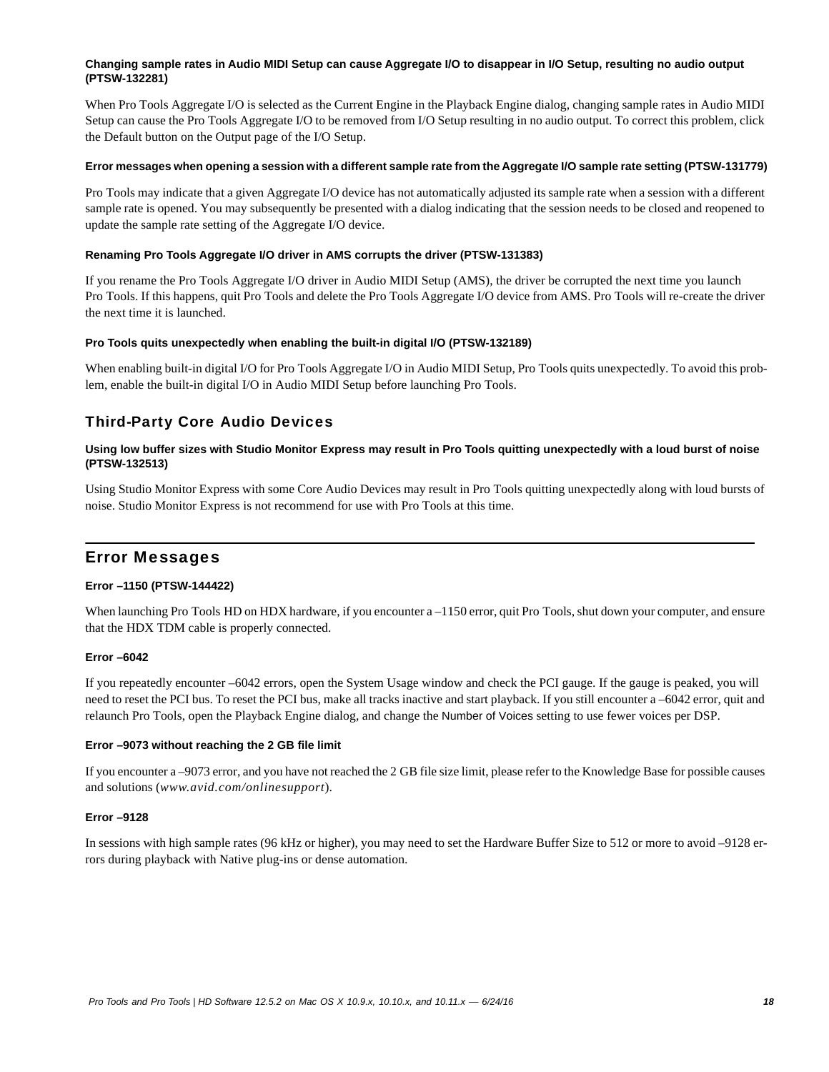#### Changing sample rates in Audio MIDI Setup can cause Aggregate I/O to disappear in I/O Setup, resulting no audio output (PTSW-132281)

When Pro Tools Aggregate I/O is selected as the Current Engine in the Playback Engine dialog, changing sample rates in Audio MIDI Setup can cause the Pro Tools Aggregate I/O to be removed from I/O Setup resulting in no audio output. To correct this problem, click the Default button on the Output page of the I/O Setup.

#### Error messages when opening a session with a different sample rate from the Aggregate I/O sample rate setting (PTSW-131779)

Pro Tools may indicate that a given Aggregate I/O device has not automatically adjusted its sample rate when a session with a different sample rate is opened. You may subsequently be presented with a dialog indicating that the session needs to be closed and reopened to update the sample rate setting of the Aggregate I/O device.

#### Renaming Pro Tools Aggregate I/O driver in AMS corrupts the driver (PTSW-131383)

If you rename the Pro Tools Aggregate I/O driver in Audio MIDI Setup (AMS), the driver be corrupted the next time you launch Pro Tools. If this happens, quit Pro Tools and delete the Pro Tools Aggregate I/O device from AMS. Pro Tools will re-create the driver the next time it is launched.

#### Pro Tools quits unexpectedly when enabling the built-in digital I/O (PTSW-132189)

When enabling built-in digital I/O for Pro Tools Aggregate I/O in Audio MIDI Setup, Pro Tools quits unexpectedly. To avoid this problem, enable the built-in digital I/O in Audio MIDI Setup before launching Pro Tools.

### Third-Party Core Audio Devices

#### Using low buffer sizes with Studio Monitor Express may result in Pro Tools quitting unexpectedly with a loud burst of noise (PTSW-132513)

Using Studio Monitor Express with some Core Audio Devices may result in Pro Tools quitting unexpectedly along with loud bursts of noise. Studio Monitor Express is not recommend for use with Pro Tools at this time.

## Error Messages

#### Error –1150 (PTSW-144422)

When launching Pro Tools HD on HDX hardware, if you encounter a –1150 error, quit Pro Tools, shut down your computer, and ensure that the HDX TDM cable is properly connected.

#### Error –6042

If you repeatedly encounter –6042 errors, open the System Usage window and check the PCI gauge. If the gauge is peaked, you will need to reset the PCI bus. To reset the PCI bus, make all tracks inactive and start playback. If you still encounter a –6042 error, quit and relaunch Pro Tools, open the Playback Engine dialog, and change the Number of Voices setting to use fewer voices per DSP.

#### Error –9073 without reaching the 2 GB file limit

If you encounter a –9073 error, and you have not reached the 2 GB file size limit, please refer to the Knowledge Base for possible causes and solutions (*www.avid.com/onlinesupport*).

#### Error –9128

In sessions with high sample rates (96 kHz or higher), you may need to set the Hardware Buffer Size to 512 or more to avoid –9128 errors during playback with Native plug-ins or dense automation.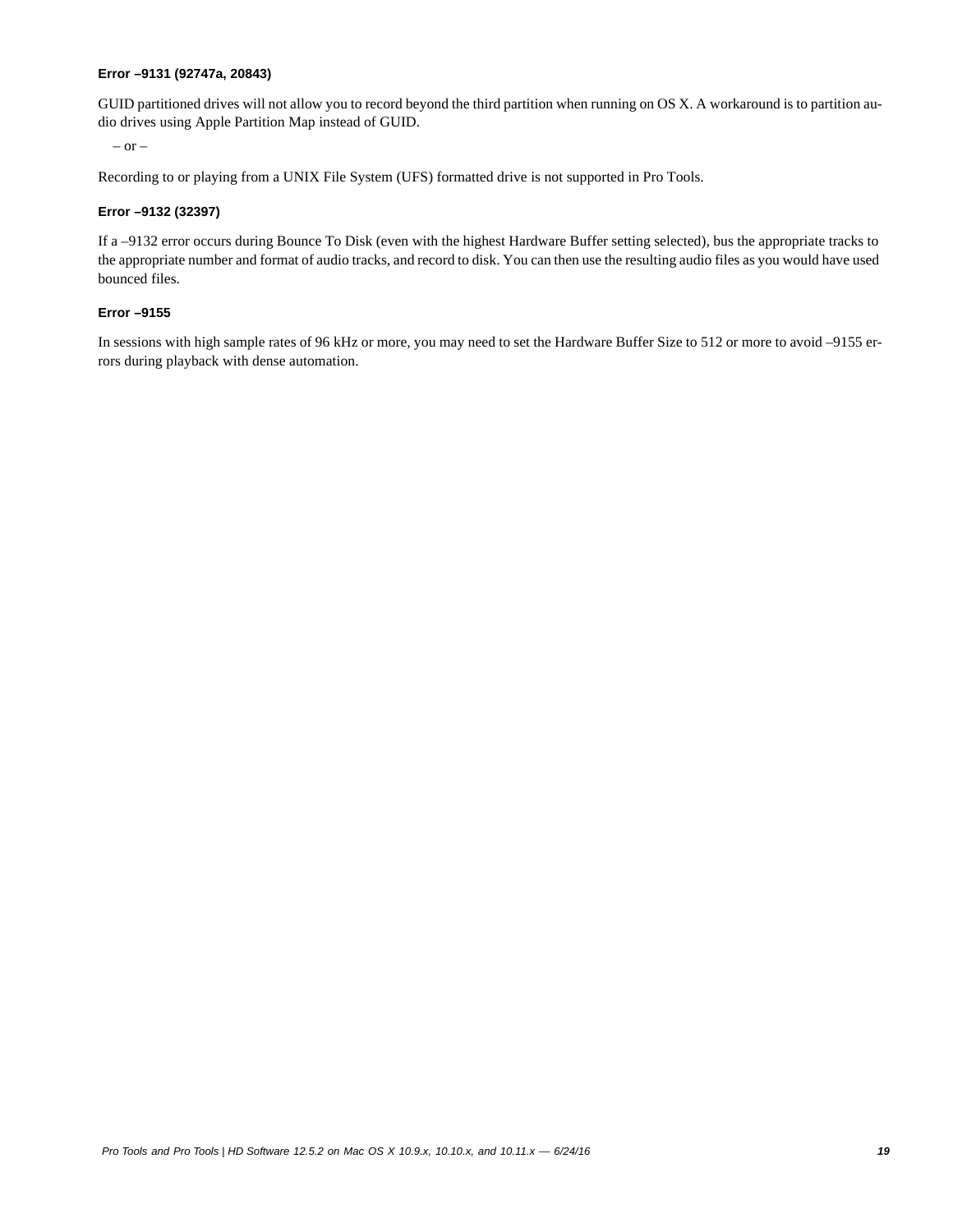#### Error –9131 (92747a, 20843)

GUID partitioned drives will not allow you to record beyond the third partition when running on OS X. A workaround is to partition audio drives using Apple Partition Map instead of GUID.

– or –

Recording to or playing from a UNIX File System (UFS) formatted drive is not supported in Pro Tools.

#### Error –9132 (32397)

If a –9132 error occurs during Bounce To Disk (even with the highest Hardware Buffer setting selected), bus the appropriate tracks to the appropriate number and format of audio tracks, and record to disk. You can then use the resulting audio files as you would have used bounced files.

#### Error –9155

In sessions with high sample rates of 96 kHz or more, you may need to set the Hardware Buffer Size to 512 or more to avoid –9155 errors during playback with dense automation.